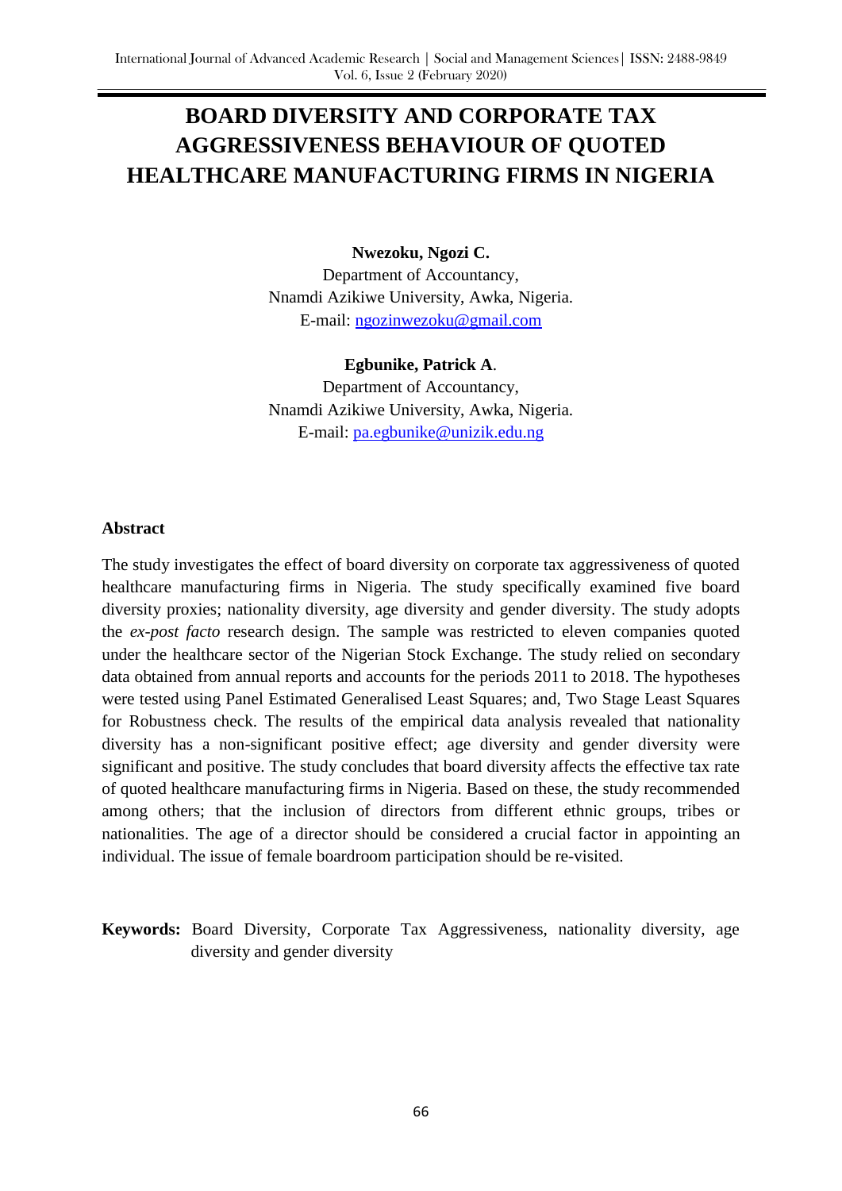# BOARD DIVERSITY AND CORPORATE TAX AGGRESSIVENESS BEHAVIOUR OF QUOTED HEALTHCARE MANUFACTURING FIRMS IN NIGERIA

**Nwezoku, Ngozi C.**
Department of Accountancy,
Nnamdi Azikiwe University, Awka, Nigeria.
E-mail: ngozinwezoku@gmail.com

**Egbunike, Patrick A.**
Department of Accountancy,
Nnamdi Azikiwe University, Awka, Nigeria.
E-mail: pa.egbunike@unizik.edu.ng

## Abstract

The study investigates the effect of board diversity on corporate tax aggressiveness of quoted healthcare manufacturing firms in Nigeria. The study specifically examined five board diversity proxies; nationality diversity, age diversity and gender diversity. The study adopts the *ex-post facto* research design. The sample was restricted to eleven companies quoted under the healthcare sector of the Nigerian Stock Exchange. The study relied on secondary data obtained from annual reports and accounts for the periods 2011 to 2018. The hypotheses were tested using Panel Estimated Generalised Least Squares; and, Two Stage Least Squares for Robustness check. The results of the empirical data analysis revealed that nationality diversity has a non-significant positive effect; age diversity and gender diversity were significant and positive. The study concludes that board diversity affects the effective tax rate of quoted healthcare manufacturing firms in Nigeria. Based on these, the study recommended among others; that the inclusion of directors from different ethnic groups, tribes or nationalities. The age of a director should be considered a crucial factor in appointing an individual. The issue of female boardroom participation should be re-visited.

**Keywords:** Board Diversity, Corporate Tax Aggressiveness, nationality diversity, age diversity and gender diversity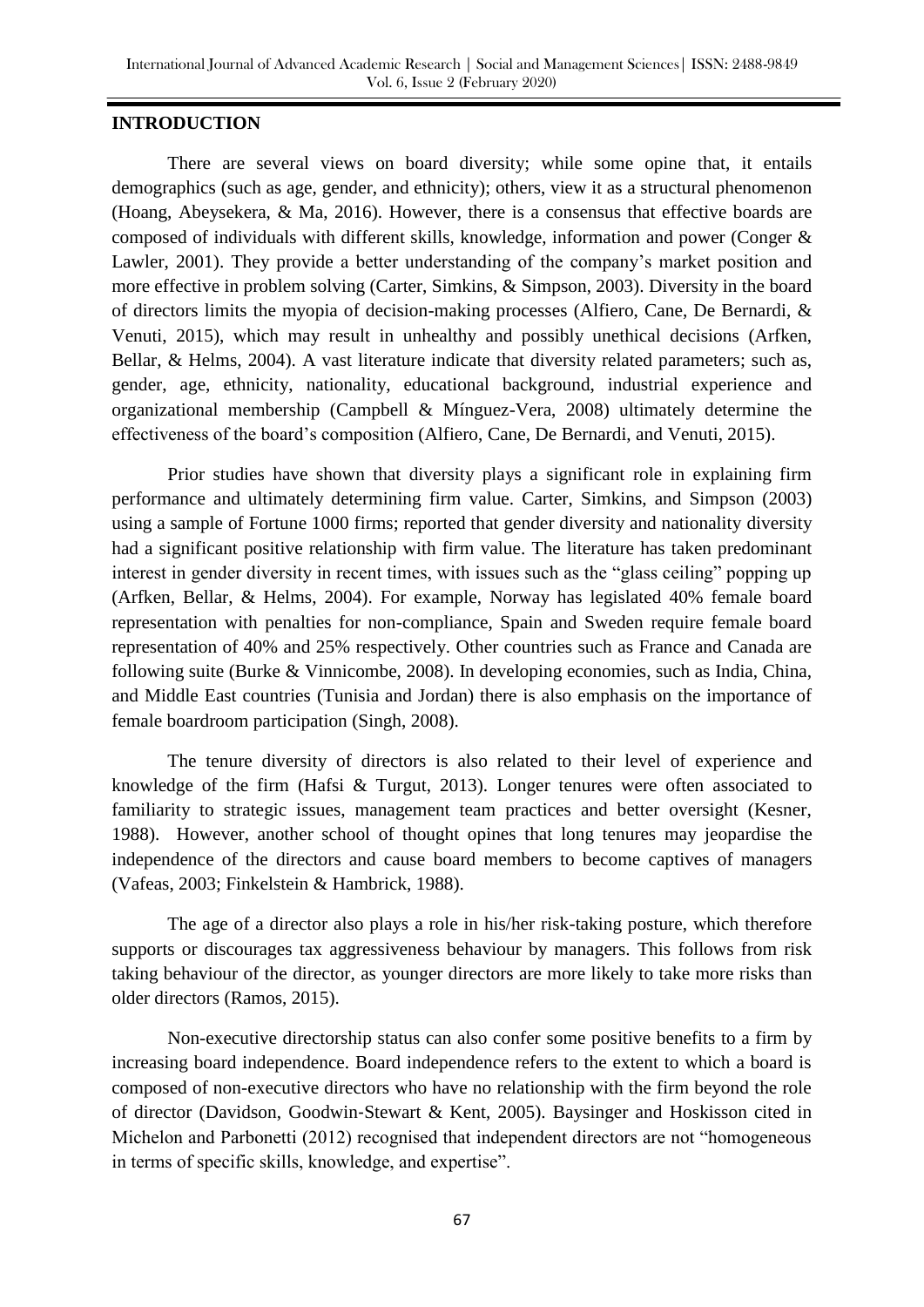## INTRODUCTION

There are several views on board diversity; while some opine that, it entails demographics (such as age, gender, and ethnicity); others, view it as a structural phenomenon (Hoang, Abeysekera, & Ma, 2016). However, there is a consensus that effective boards are composed of individuals with different skills, knowledge, information and power (Conger & Lawler, 2001). They provide a better understanding of the company's market position and more effective in problem solving (Carter, Simkins, & Simpson, 2003). Diversity in the board of directors limits the myopia of decision-making processes (Alfiero, Cane, De Bernardi, & Venuti, 2015), which may result in unhealthy and possibly unethical decisions (Arfken, Bellar, & Helms, 2004). A vast literature indicate that diversity related parameters; such as, gender, age, ethnicity, nationality, educational background, industrial experience and organizational membership (Campbell & Mínguez-Vera, 2008) ultimately determine the effectiveness of the board's composition (Alfiero, Cane, De Bernardi, and Venuti, 2015).

Prior studies have shown that diversity plays a significant role in explaining firm performance and ultimately determining firm value. Carter, Simkins, and Simpson (2003) using a sample of Fortune 1000 firms; reported that gender diversity and nationality diversity had a significant positive relationship with firm value. The literature has taken predominant interest in gender diversity in recent times, with issues such as the "glass ceiling" popping up (Arfken, Bellar, & Helms, 2004). For example, Norway has legislated 40% female board representation with penalties for non-compliance, Spain and Sweden require female board representation of 40% and 25% respectively. Other countries such as France and Canada are following suite (Burke & Vinnicombe, 2008). In developing economies, such as India, China, and Middle East countries (Tunisia and Jordan) there is also emphasis on the importance of female boardroom participation (Singh, 2008).

The tenure diversity of directors is also related to their level of experience and knowledge of the firm (Hafsi & Turgut, 2013). Longer tenures were often associated to familiarity to strategic issues, management team practices and better oversight (Kesner, 1988). However, another school of thought opines that long tenures may jeopardise the independence of the directors and cause board members to become captives of managers (Vafeas, 2003; Finkelstein & Hambrick, 1988).

The age of a director also plays a role in his/her risk-taking posture, which therefore supports or discourages tax aggressiveness behaviour by managers. This follows from risk taking behaviour of the director, as younger directors are more likely to take more risks than older directors (Ramos, 2015).

Non-executive directorship status can also confer some positive benefits to a firm by increasing board independence. Board independence refers to the extent to which a board is composed of non-executive directors who have no relationship with the firm beyond the role of director (Davidson, Goodwin-Stewart & Kent, 2005). Baysinger and Hoskisson cited in Michelon and Parbonetti (2012) recognised that independent directors are not "homogeneous in terms of specific skills, knowledge, and expertise".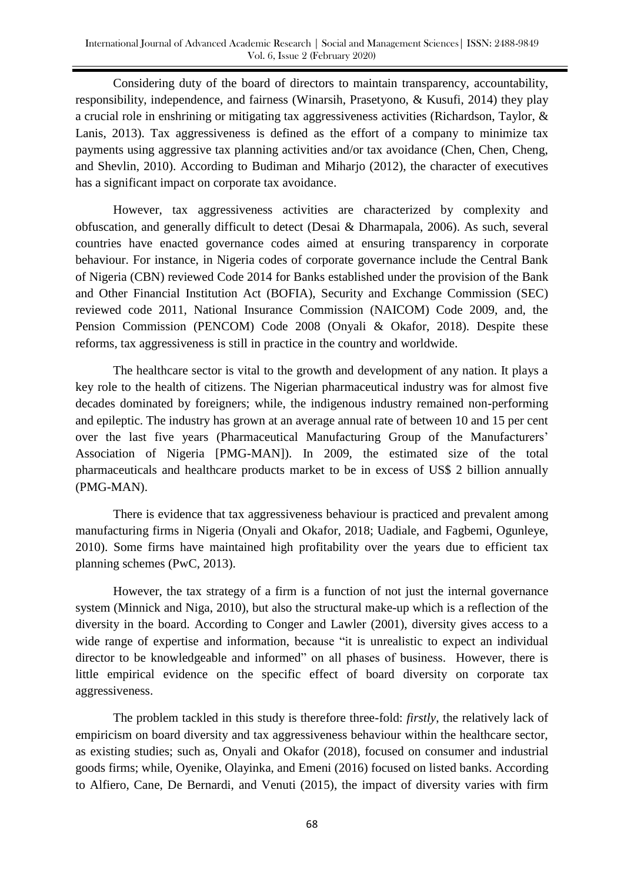Considering duty of the board of directors to maintain transparency, accountability, responsibility, independence, and fairness (Winarsih, Prasetyono, & Kusufi, 2014) they play a crucial role in enshrining or mitigating tax aggressiveness activities (Richardson, Taylor, & Lanis, 2013). Tax aggressiveness is defined as the effort of a company to minimize tax payments using aggressive tax planning activities and/or tax avoidance (Chen, Chen, Cheng, and Shevlin, 2010). According to Budiman and Miharjo (2012), the character of executives has a significant impact on corporate tax avoidance.

However, tax aggressiveness activities are characterized by complexity and obfuscation, and generally difficult to detect (Desai & Dharmapala, 2006). As such, several countries have enacted governance codes aimed at ensuring transparency in corporate behaviour. For instance, in Nigeria codes of corporate governance include the Central Bank of Nigeria (CBN) reviewed Code 2014 for Banks established under the provision of the Bank and Other Financial Institution Act (BOFIA), Security and Exchange Commission (SEC) reviewed code 2011, National Insurance Commission (NAICOM) Code 2009, and, the Pension Commission (PENCOM) Code 2008 (Onyali & Okafor, 2018). Despite these reforms, tax aggressiveness is still in practice in the country and worldwide.

The healthcare sector is vital to the growth and development of any nation. It plays a key role to the health of citizens. The Nigerian pharmaceutical industry was for almost five decades dominated by foreigners; while, the indigenous industry remained non-performing and epileptic. The industry has grown at an average annual rate of between 10 and 15 per cent over the last five years (Pharmaceutical Manufacturing Group of the Manufacturers' Association of Nigeria [PMG-MAN]). In 2009, the estimated size of the total pharmaceuticals and healthcare products market to be in excess of US$ 2 billion annually (PMG-MAN).

There is evidence that tax aggressiveness behaviour is practiced and prevalent among manufacturing firms in Nigeria (Onyali and Okafor, 2018; Uadiale, and Fagbemi, Ogunleye, 2010). Some firms have maintained high profitability over the years due to efficient tax planning schemes (PwC, 2013).

However, the tax strategy of a firm is a function of not just the internal governance system (Minnick and Niga, 2010), but also the structural make-up which is a reflection of the diversity in the board. According to Conger and Lawler (2001), diversity gives access to a wide range of expertise and information, because "it is unrealistic to expect an individual director to be knowledgeable and informed" on all phases of business. However, there is little empirical evidence on the specific effect of board diversity on corporate tax aggressiveness.

The problem tackled in this study is therefore three-fold: *firstly*, the relatively lack of empiricism on board diversity and tax aggressiveness behaviour within the healthcare sector, as existing studies; such as, Onyali and Okafor (2018), focused on consumer and industrial goods firms; while, Oyenike, Olayinka, and Emeni (2016) focused on listed banks. According to Alfiero, Cane, De Bernardi, and Venuti (2015), the impact of diversity varies with firm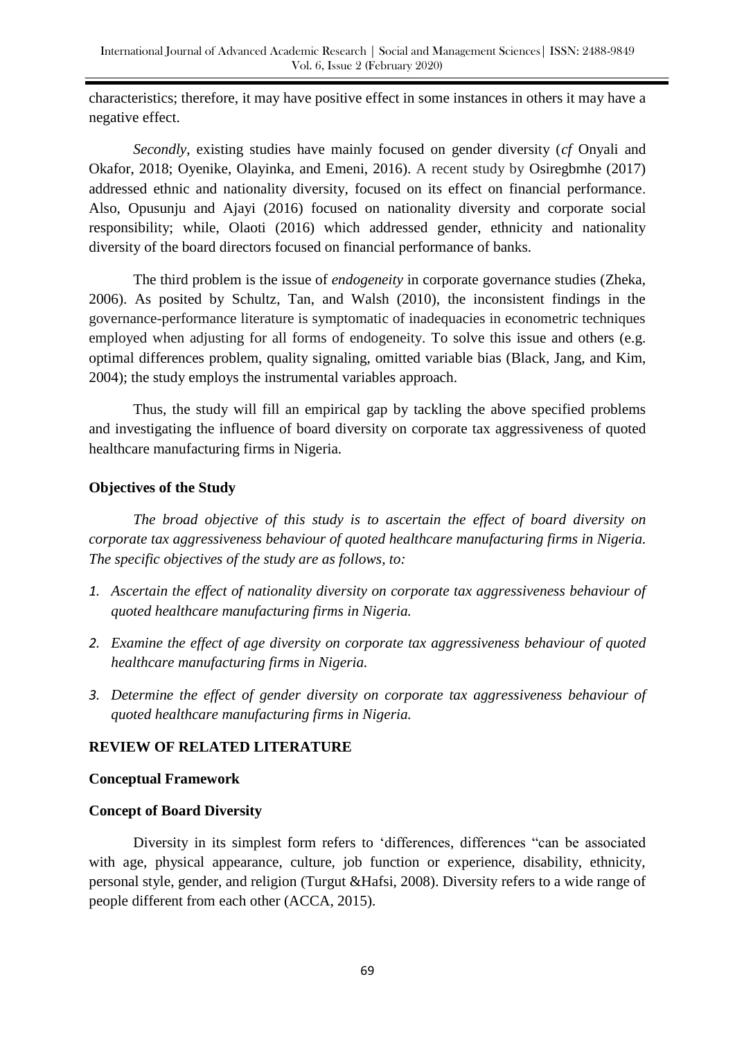characteristics; therefore, it may have positive effect in some instances in others it may have a negative effect.

*Secondly*, existing studies have mainly focused on gender diversity (*cf* Onyali and Okafor, 2018; Oyenike, Olayinka, and Emeni, 2016). A recent study by Osiregbmhe (2017) addressed ethnic and nationality diversity, focused on its effect on financial performance. Also, Opusunju and Ajayi (2016) focused on nationality diversity and corporate social responsibility; while, Olaoti (2016) which addressed gender, ethnicity and nationality diversity of the board directors focused on financial performance of banks.

The third problem is the issue of *endogeneity* in corporate governance studies (Zheka, 2006). As posited by Schultz, Tan, and Walsh (2010), the inconsistent findings in the governance-performance literature is symptomatic of inadequacies in econometric techniques employed when adjusting for all forms of endogeneity. To solve this issue and others (e.g. optimal differences problem, quality signaling, omitted variable bias (Black, Jang, and Kim, 2004); the study employs the instrumental variables approach.

Thus, the study will fill an empirical gap by tackling the above specified problems and investigating the influence of board diversity on corporate tax aggressiveness of quoted healthcare manufacturing firms in Nigeria.

**Objectives of the Study**

*The broad objective of this study is to ascertain the effect of board diversity on corporate tax aggressiveness behaviour of quoted healthcare manufacturing firms in Nigeria. The specific objectives of the study are as follows, to:*

1. *Ascertain the effect of nationality diversity on corporate tax aggressiveness behaviour of quoted healthcare manufacturing firms in Nigeria.*
2. *Examine the effect of age diversity on corporate tax aggressiveness behaviour of quoted healthcare manufacturing firms in Nigeria.*
3. *Determine the effect of gender diversity on corporate tax aggressiveness behaviour of quoted healthcare manufacturing firms in Nigeria.*

## REVIEW OF RELATED LITERATURE

### Conceptual Framework

#### Concept of Board Diversity

Diversity in its simplest form refers to 'differences, differences "can be associated with age, physical appearance, culture, job function or experience, disability, ethnicity, personal style, gender, and religion (Turgut &Hafsi, 2008). Diversity refers to a wide range of people different from each other (ACCA, 2015).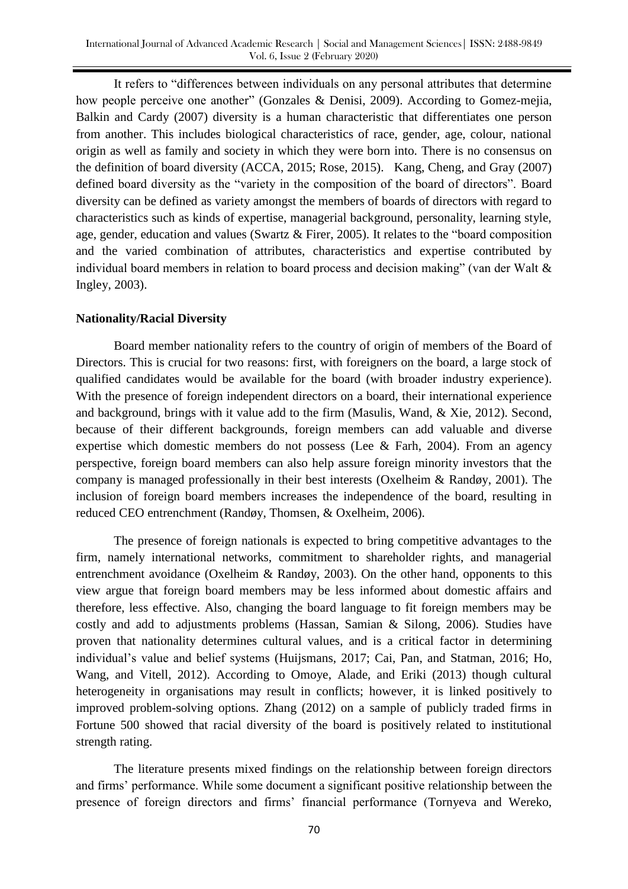It refers to "differences between individuals on any personal attributes that determine how people perceive one another" (Gonzales & Denisi, 2009). According to Gomez-mejia, Balkin and Cardy (2007) diversity is a human characteristic that differentiates one person from another. This includes biological characteristics of race, gender, age, colour, national origin as well as family and society in which they were born into. There is no consensus on the definition of board diversity (ACCA, 2015; Rose, 2015). Kang, Cheng, and Gray (2007) defined board diversity as the "variety in the composition of the board of directors". Board diversity can be defined as variety amongst the members of boards of directors with regard to characteristics such as kinds of expertise, managerial background, personality, learning style, age, gender, education and values (Swartz & Firer, 2005). It relates to the "board composition and the varied combination of attributes, characteristics and expertise contributed by individual board members in relation to board process and decision making" (van der Walt & Ingley, 2003).

**Nationality/Racial Diversity**

Board member nationality refers to the country of origin of members of the Board of Directors. This is crucial for two reasons: first, with foreigners on the board, a large stock of qualified candidates would be available for the board (with broader industry experience). With the presence of foreign independent directors on a board, their international experience and background, brings with it value add to the firm (Masulis, Wand, & Xie, 2012). Second, because of their different backgrounds, foreign members can add valuable and diverse expertise which domestic members do not possess (Lee & Farh, 2004). From an agency perspective, foreign board members can also help assure foreign minority investors that the company is managed professionally in their best interests (Oxelheim & Randøy, 2001). The inclusion of foreign board members increases the independence of the board, resulting in reduced CEO entrenchment (Randøy, Thomsen, & Oxelheim, 2006).

The presence of foreign nationals is expected to bring competitive advantages to the firm, namely international networks, commitment to shareholder rights, and managerial entrenchment avoidance (Oxelheim & Randøy, 2003). On the other hand, opponents to this view argue that foreign board members may be less informed about domestic affairs and therefore, less effective. Also, changing the board language to fit foreign members may be costly and add to adjustments problems (Hassan, Samian & Silong, 2006). Studies have proven that nationality determines cultural values, and is a critical factor in determining individual's value and belief systems (Huijsmans, 2017; Cai, Pan, and Statman, 2016; Ho, Wang, and Vitell, 2012). According to Omoye, Alade, and Eriki (2013) though cultural heterogeneity in organisations may result in conflicts; however, it is linked positively to improved problem-solving options. Zhang (2012) on a sample of publicly traded firms in Fortune 500 showed that racial diversity of the board is positively related to institutional strength rating.

The literature presents mixed findings on the relationship between foreign directors and firms' performance. While some document a significant positive relationship between the presence of foreign directors and firms' financial performance (Tornyeva and Wereko,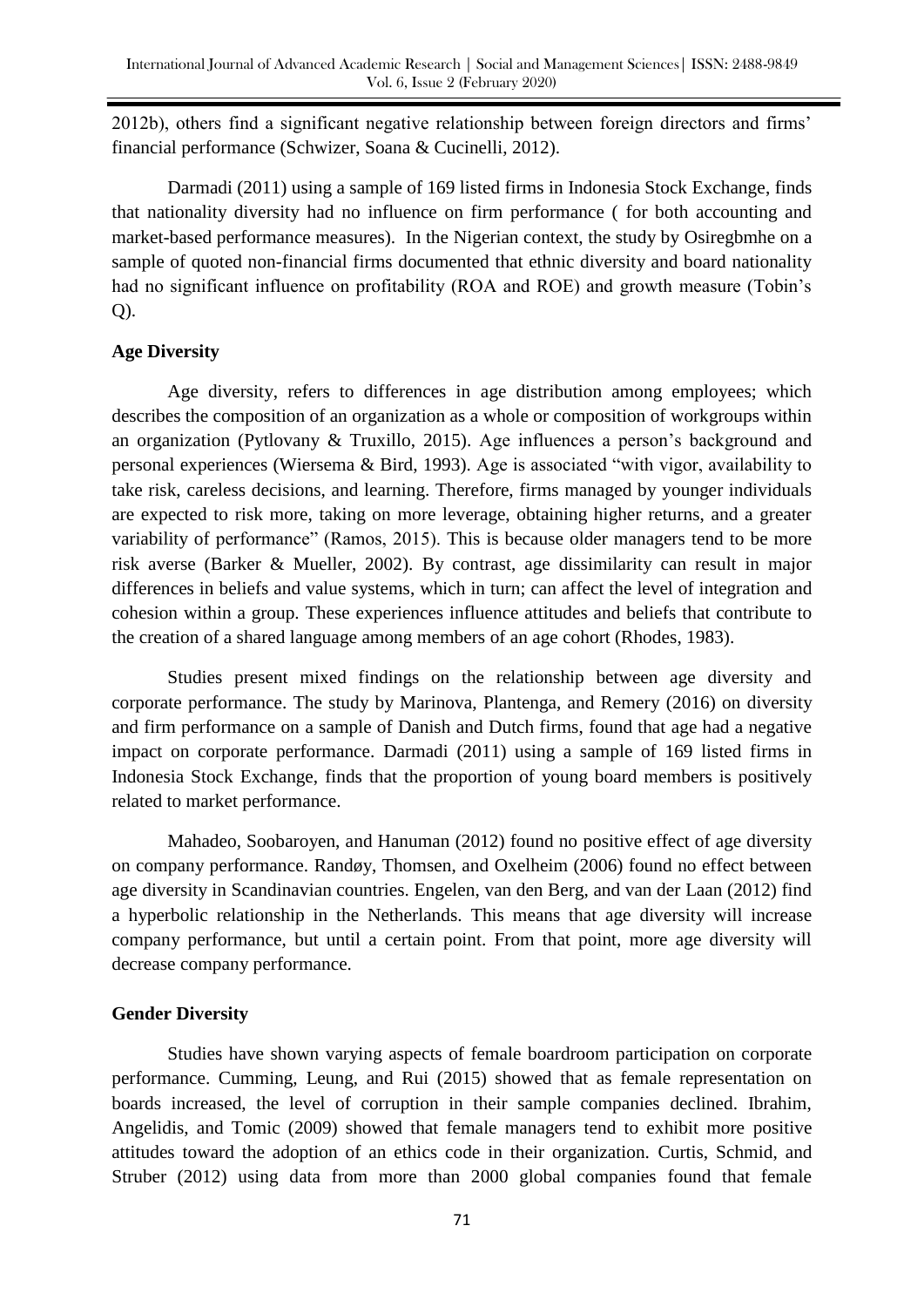2012b), others find a significant negative relationship between foreign directors and firms' financial performance (Schwizer, Soana & Cucinelli, 2012).

Darmadi (2011) using a sample of 169 listed firms in Indonesia Stock Exchange, finds that nationality diversity had no influence on firm performance ( for both accounting and market-based performance measures). In the Nigerian context, the study by Osiregbmhe on a sample of quoted non-financial firms documented that ethnic diversity and board nationality had no significant influence on profitability (ROA and ROE) and growth measure (Tobin's Q).

**Age Diversity**

Age diversity, refers to differences in age distribution among employees; which describes the composition of an organization as a whole or composition of workgroups within an organization (Pytlovany & Truxillo, 2015). Age influences a person's background and personal experiences (Wiersema & Bird, 1993). Age is associated "with vigor, availability to take risk, careless decisions, and learning. Therefore, firms managed by younger individuals are expected to risk more, taking on more leverage, obtaining higher returns, and a greater variability of performance" (Ramos, 2015). This is because older managers tend to be more risk averse (Barker & Mueller, 2002). By contrast, age dissimilarity can result in major differences in beliefs and value systems, which in turn; can affect the level of integration and cohesion within a group. These experiences influence attitudes and beliefs that contribute to the creation of a shared language among members of an age cohort (Rhodes, 1983).

Studies present mixed findings on the relationship between age diversity and corporate performance. The study by Marinova, Plantenga, and Remery (2016) on diversity and firm performance on a sample of Danish and Dutch firms, found that age had a negative impact on corporate performance. Darmadi (2011) using a sample of 169 listed firms in Indonesia Stock Exchange, finds that the proportion of young board members is positively related to market performance.

Mahadeo, Soobaroyen, and Hanuman (2012) found no positive effect of age diversity on company performance. Randøy, Thomsen, and Oxelheim (2006) found no effect between age diversity in Scandinavian countries. Engelen, van den Berg, and van der Laan (2012) find a hyperbolic relationship in the Netherlands. This means that age diversity will increase company performance, but until a certain point. From that point, more age diversity will decrease company performance.

**Gender Diversity**

Studies have shown varying aspects of female boardroom participation on corporate performance. Cumming, Leung, and Rui (2015) showed that as female representation on boards increased, the level of corruption in their sample companies declined. Ibrahim, Angelidis, and Tomic (2009) showed that female managers tend to exhibit more positive attitudes toward the adoption of an ethics code in their organization. Curtis, Schmid, and Struber (2012) using data from more than 2000 global companies found that female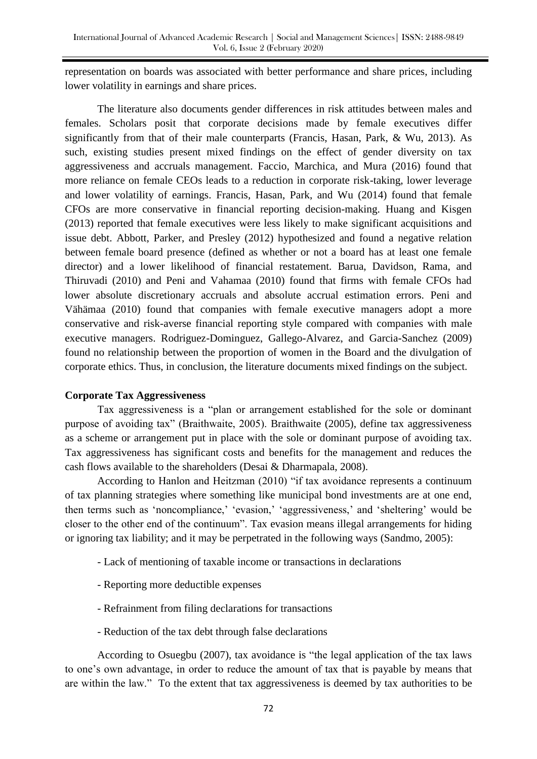representation on boards was associated with better performance and share prices, including lower volatility in earnings and share prices.

The literature also documents gender differences in risk attitudes between males and females. Scholars posit that corporate decisions made by female executives differ significantly from that of their male counterparts (Francis, Hasan, Park, & Wu, 2013). As such, existing studies present mixed findings on the effect of gender diversity on tax aggressiveness and accruals management. Faccio, Marchica, and Mura (2016) found that more reliance on female CEOs leads to a reduction in corporate risk-taking, lower leverage and lower volatility of earnings. Francis, Hasan, Park, and Wu (2014) found that female CFOs are more conservative in financial reporting decision-making. Huang and Kisgen (2013) reported that female executives were less likely to make significant acquisitions and issue debt. Abbott, Parker, and Presley (2012) hypothesized and found a negative relation between female board presence (defined as whether or not a board has at least one female director) and a lower likelihood of financial restatement. Barua, Davidson, Rama, and Thiruvadi (2010) and Peni and Vahamaa (2010) found that firms with female CFOs had lower absolute discretionary accruals and absolute accrual estimation errors. Peni and Vähämaa (2010) found that companies with female executive managers adopt a more conservative and risk-averse financial reporting style compared with companies with male executive managers. Rodriguez-Dominguez, Gallego-Alvarez, and Garcia-Sanchez (2009) found no relationship between the proportion of women in the Board and the divulgation of corporate ethics. Thus, in conclusion, the literature documents mixed findings on the subject.

**Corporate Tax Aggressiveness**

Tax aggressiveness is a "plan or arrangement established for the sole or dominant purpose of avoiding tax" (Braithwaite, 2005). Braithwaite (2005), define tax aggressiveness as a scheme or arrangement put in place with the sole or dominant purpose of avoiding tax. Tax aggressiveness has significant costs and benefits for the management and reduces the cash flows available to the shareholders (Desai & Dharmapala, 2008).

According to Hanlon and Heitzman (2010) "if tax avoidance represents a continuum of tax planning strategies where something like municipal bond investments are at one end, then terms such as 'noncompliance,' 'evasion,' 'aggressiveness,' and 'sheltering' would be closer to the other end of the continuum". Tax evasion means illegal arrangements for hiding or ignoring tax liability; and it may be perpetrated in the following ways (Sandmo, 2005):

- Lack of mentioning of taxable income or transactions in declarations
- Reporting more deductible expenses
- Refrainment from filing declarations for transactions
- Reduction of the tax debt through false declarations

According to Osuegbu (2007), tax avoidance is "the legal application of the tax laws to one's own advantage, in order to reduce the amount of tax that is payable by means that are within the law." To the extent that tax aggressiveness is deemed by tax authorities to be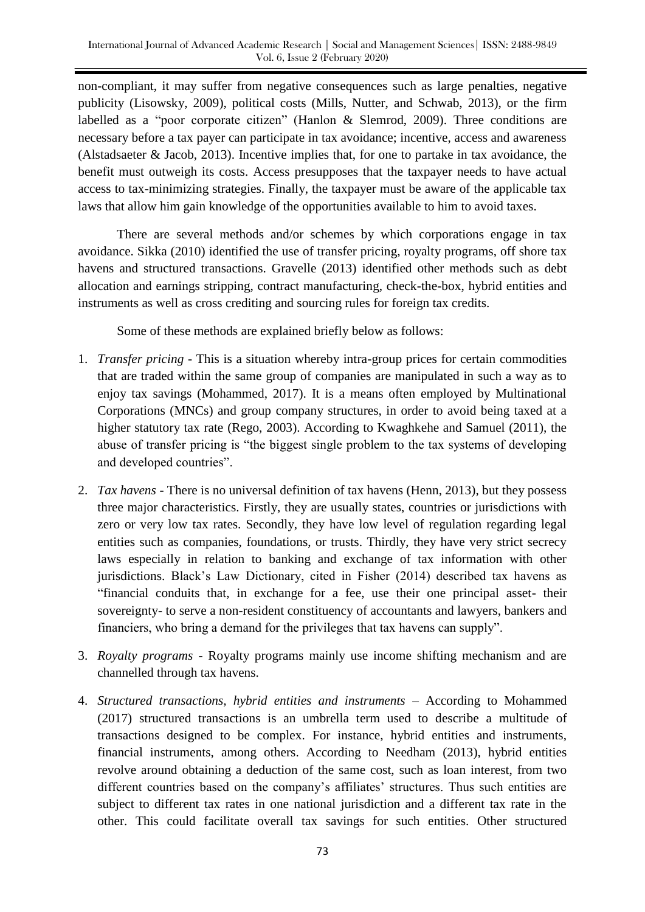non-compliant, it may suffer from negative consequences such as large penalties, negative publicity (Lisowsky, 2009), political costs (Mills, Nutter, and Schwab, 2013), or the firm labelled as a "poor corporate citizen" (Hanlon & Slemrod, 2009). Three conditions are necessary before a tax payer can participate in tax avoidance; incentive, access and awareness (Alstadsaeter & Jacob, 2013). Incentive implies that, for one to partake in tax avoidance, the benefit must outweigh its costs. Access presupposes that the taxpayer needs to have actual access to tax-minimizing strategies. Finally, the taxpayer must be aware of the applicable tax laws that allow him gain knowledge of the opportunities available to him to avoid taxes.

There are several methods and/or schemes by which corporations engage in tax avoidance. Sikka (2010) identified the use of transfer pricing, royalty programs, off shore tax havens and structured transactions. Gravelle (2013) identified other methods such as debt allocation and earnings stripping, contract manufacturing, check-the-box, hybrid entities and instruments as well as cross crediting and sourcing rules for foreign tax credits.

Some of these methods are explained briefly below as follows:

1. *Transfer pricing* - This is a situation whereby intra-group prices for certain commodities that are traded within the same group of companies are manipulated in such a way as to enjoy tax savings (Mohammed, 2017). It is a means often employed by Multinational Corporations (MNCs) and group company structures, in order to avoid being taxed at a higher statutory tax rate (Rego, 2003). According to Kwaghkehe and Samuel (2011), the abuse of transfer pricing is "the biggest single problem to the tax systems of developing and developed countries".
2. *Tax havens* - There is no universal definition of tax havens (Henn, 2013), but they possess three major characteristics. Firstly, they are usually states, countries or jurisdictions with zero or very low tax rates. Secondly, they have low level of regulation regarding legal entities such as companies, foundations, or trusts. Thirdly, they have very strict secrecy laws especially in relation to banking and exchange of tax information with other jurisdictions. Black's Law Dictionary, cited in Fisher (2014) described tax havens as "financial conduits that, in exchange for a fee, use their one principal asset- their sovereignty- to serve a non-resident constituency of accountants and lawyers, bankers and financiers, who bring a demand for the privileges that tax havens can supply".
3. *Royalty programs* - Royalty programs mainly use income shifting mechanism and are channelled through tax havens.
4. *Structured transactions, hybrid entities and instruments* – According to Mohammed (2017) structured transactions is an umbrella term used to describe a multitude of transactions designed to be complex. For instance, hybrid entities and instruments, financial instruments, among others. According to Needham (2013), hybrid entities revolve around obtaining a deduction of the same cost, such as loan interest, from two different countries based on the company's affiliates' structures. Thus such entities are subject to different tax rates in one national jurisdiction and a different tax rate in the other. This could facilitate overall tax savings for such entities. Other structured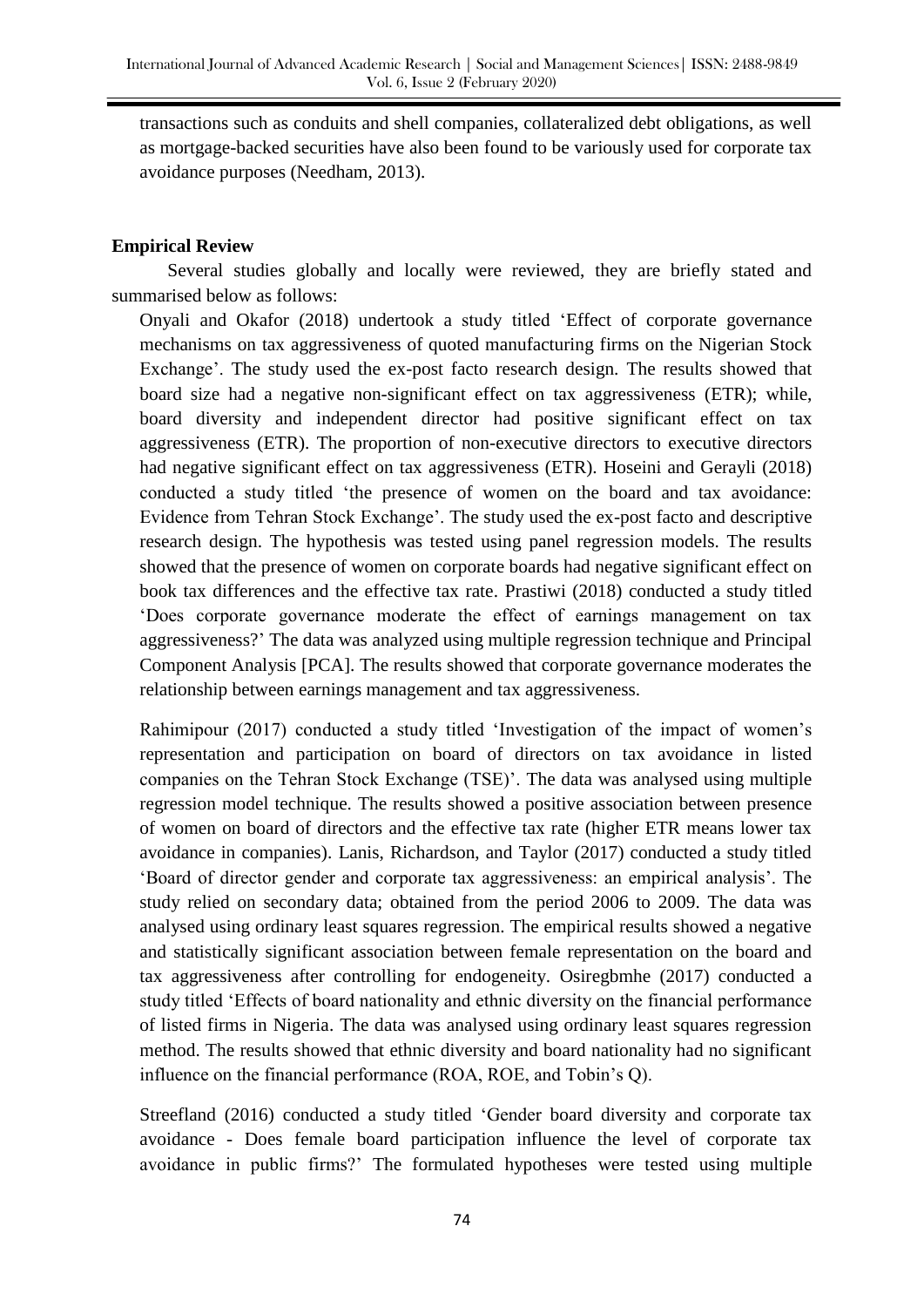transactions such as conduits and shell companies, collateralized debt obligations, as well as mortgage-backed securities have also been found to be variously used for corporate tax avoidance purposes (Needham, 2013).

## Empirical Review

Several studies globally and locally were reviewed, they are briefly stated and summarised below as follows:

Onyali and Okafor (2018) undertook a study titled 'Effect of corporate governance mechanisms on tax aggressiveness of quoted manufacturing firms on the Nigerian Stock Exchange'. The study used the ex-post facto research design. The results showed that board size had a negative non-significant effect on tax aggressiveness (ETR); while, board diversity and independent director had positive significant effect on tax aggressiveness (ETR). The proportion of non-executive directors to executive directors had negative significant effect on tax aggressiveness (ETR). Hoseini and Gerayli (2018) conducted a study titled 'the presence of women on the board and tax avoidance: Evidence from Tehran Stock Exchange'. The study used the ex-post facto and descriptive research design. The hypothesis was tested using panel regression models. The results showed that the presence of women on corporate boards had negative significant effect on book tax differences and the effective tax rate. Prastiwi (2018) conducted a study titled 'Does corporate governance moderate the effect of earnings management on tax aggressiveness?' The data was analyzed using multiple regression technique and Principal Component Analysis [PCA]. The results showed that corporate governance moderates the relationship between earnings management and tax aggressiveness.

Rahimipour (2017) conducted a study titled 'Investigation of the impact of women's representation and participation on board of directors on tax avoidance in listed companies on the Tehran Stock Exchange (TSE)'. The data was analysed using multiple regression model technique. The results showed a positive association between presence of women on board of directors and the effective tax rate (higher ETR means lower tax avoidance in companies). Lanis, Richardson, and Taylor (2017) conducted a study titled 'Board of director gender and corporate tax aggressiveness: an empirical analysis'. The study relied on secondary data; obtained from the period 2006 to 2009. The data was analysed using ordinary least squares regression. The empirical results showed a negative and statistically significant association between female representation on the board and tax aggressiveness after controlling for endogeneity. Osiregbmhe (2017) conducted a study titled 'Effects of board nationality and ethnic diversity on the financial performance of listed firms in Nigeria. The data was analysed using ordinary least squares regression method. The results showed that ethnic diversity and board nationality had no significant influence on the financial performance (ROA, ROE, and Tobin's Q).

Streefland (2016) conducted a study titled 'Gender board diversity and corporate tax avoidance - Does female board participation influence the level of corporate tax avoidance in public firms?' The formulated hypotheses were tested using multiple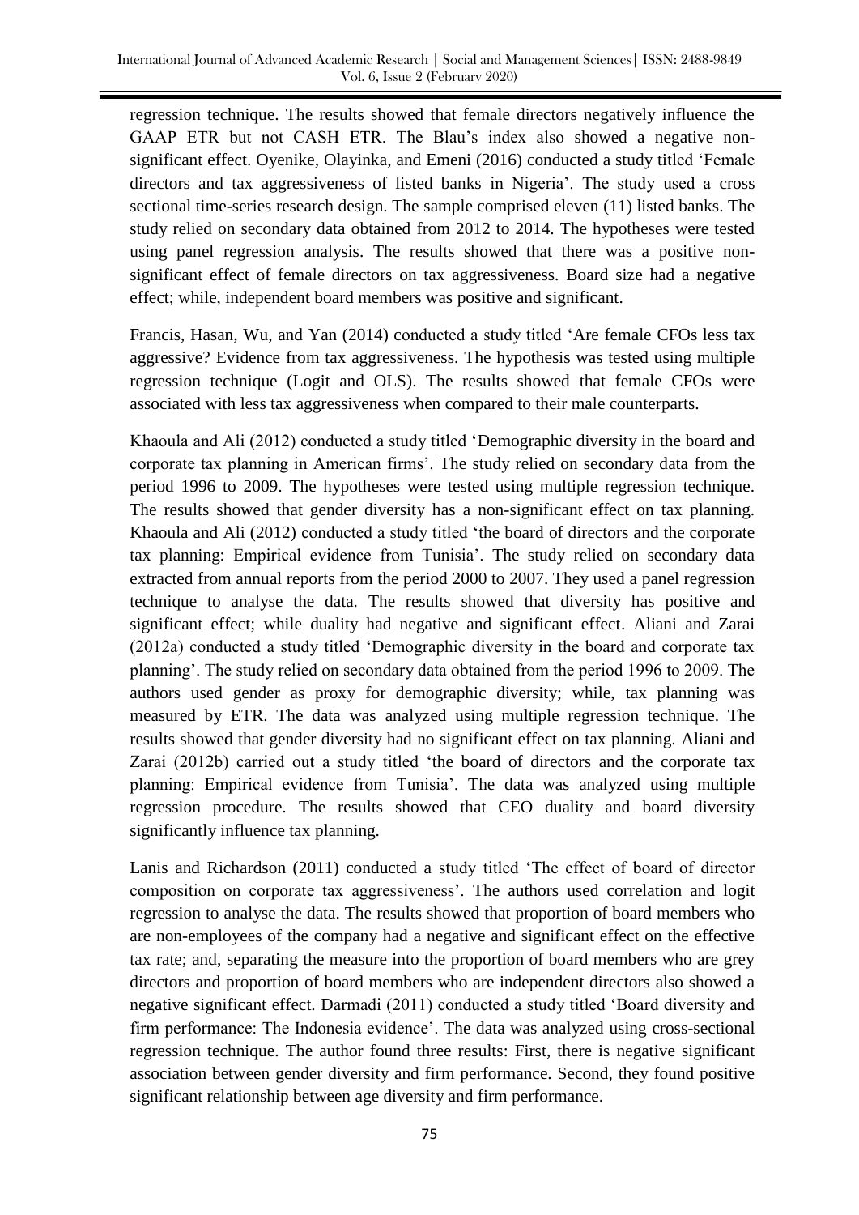regression technique. The results showed that female directors negatively influence the GAAP ETR but not CASH ETR. The Blau's index also showed a negative non-significant effect. Oyenike, Olayinka, and Emeni (2016) conducted a study titled 'Female directors and tax aggressiveness of listed banks in Nigeria'. The study used a cross sectional time-series research design. The sample comprised eleven (11) listed banks. The study relied on secondary data obtained from 2012 to 2014. The hypotheses were tested using panel regression analysis. The results showed that there was a positive non-significant effect of female directors on tax aggressiveness. Board size had a negative effect; while, independent board members was positive and significant.

Francis, Hasan, Wu, and Yan (2014) conducted a study titled 'Are female CFOs less tax aggressive? Evidence from tax aggressiveness. The hypothesis was tested using multiple regression technique (Logit and OLS). The results showed that female CFOs were associated with less tax aggressiveness when compared to their male counterparts.

Khaoula and Ali (2012) conducted a study titled 'Demographic diversity in the board and corporate tax planning in American firms'. The study relied on secondary data from the period 1996 to 2009. The hypotheses were tested using multiple regression technique. The results showed that gender diversity has a non-significant effect on tax planning. Khaoula and Ali (2012) conducted a study titled 'the board of directors and the corporate tax planning: Empirical evidence from Tunisia'. The study relied on secondary data extracted from annual reports from the period 2000 to 2007. They used a panel regression technique to analyse the data. The results showed that diversity has positive and significant effect; while duality had negative and significant effect. Aliani and Zarai (2012a) conducted a study titled 'Demographic diversity in the board and corporate tax planning'. The study relied on secondary data obtained from the period 1996 to 2009. The authors used gender as proxy for demographic diversity; while, tax planning was measured by ETR. The data was analyzed using multiple regression technique. The results showed that gender diversity had no significant effect on tax planning. Aliani and Zarai (2012b) carried out a study titled 'the board of directors and the corporate tax planning: Empirical evidence from Tunisia'. The data was analyzed using multiple regression procedure. The results showed that CEO duality and board diversity significantly influence tax planning.

Lanis and Richardson (2011) conducted a study titled 'The effect of board of director composition on corporate tax aggressiveness'. The authors used correlation and logit regression to analyse the data. The results showed that proportion of board members who are non-employees of the company had a negative and significant effect on the effective tax rate; and, separating the measure into the proportion of board members who are grey directors and proportion of board members who are independent directors also showed a negative significant effect. Darmadi (2011) conducted a study titled 'Board diversity and firm performance: The Indonesia evidence'. The data was analyzed using cross-sectional regression technique. The author found three results: First, there is negative significant association between gender diversity and firm performance. Second, they found positive significant relationship between age diversity and firm performance.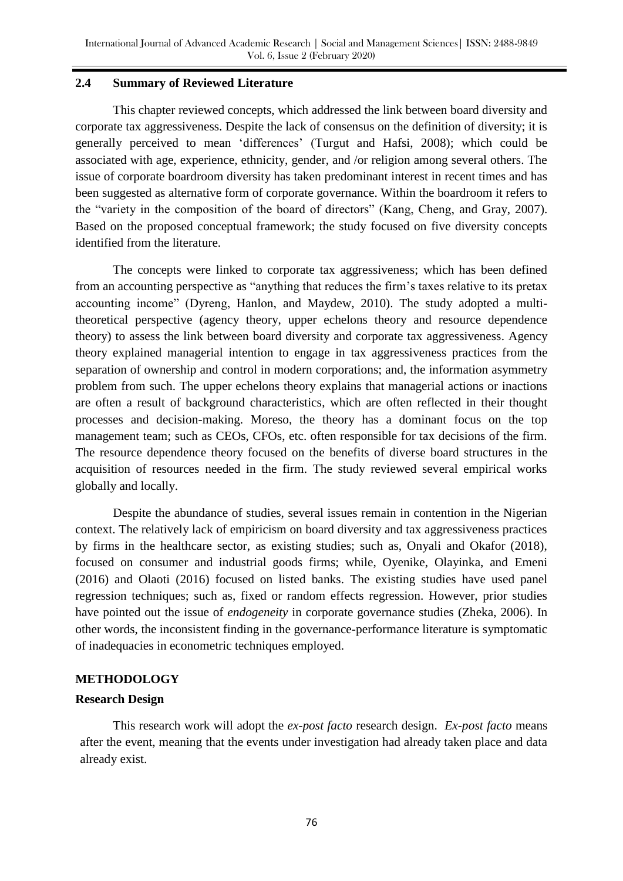## 2.4 Summary of Reviewed Literature

This chapter reviewed concepts, which addressed the link between board diversity and corporate tax aggressiveness. Despite the lack of consensus on the definition of diversity; it is generally perceived to mean 'differences' (Turgut and Hafsi, 2008); which could be associated with age, experience, ethnicity, gender, and /or religion among several others. The issue of corporate boardroom diversity has taken predominant interest in recent times and has been suggested as alternative form of corporate governance. Within the boardroom it refers to the "variety in the composition of the board of directors" (Kang, Cheng, and Gray, 2007). Based on the proposed conceptual framework; the study focused on five diversity concepts identified from the literature.

The concepts were linked to corporate tax aggressiveness; which has been defined from an accounting perspective as "anything that reduces the firm's taxes relative to its pretax accounting income" (Dyreng, Hanlon, and Maydew, 2010). The study adopted a multi-theoretical perspective (agency theory, upper echelons theory and resource dependence theory) to assess the link between board diversity and corporate tax aggressiveness. Agency theory explained managerial intention to engage in tax aggressiveness practices from the separation of ownership and control in modern corporations; and, the information asymmetry problem from such. The upper echelons theory explains that managerial actions or inactions are often a result of background characteristics, which are often reflected in their thought processes and decision-making. Moreso, the theory has a dominant focus on the top management team; such as CEOs, CFOs, etc. often responsible for tax decisions of the firm. The resource dependence theory focused on the benefits of diverse board structures in the acquisition of resources needed in the firm. The study reviewed several empirical works globally and locally.

Despite the abundance of studies, several issues remain in contention in the Nigerian context. The relatively lack of empiricism on board diversity and tax aggressiveness practices by firms in the healthcare sector, as existing studies; such as, Onyali and Okafor (2018), focused on consumer and industrial goods firms; while, Oyenike, Olayinka, and Emeni (2016) and Olaoti (2016) focused on listed banks. The existing studies have used panel regression techniques; such as, fixed or random effects regression. However, prior studies have pointed out the issue of *endogeneity* in corporate governance studies (Zheka, 2006). In other words, the inconsistent finding in the governance-performance literature is symptomatic of inadequacies in econometric techniques employed.

## METHODOLOGY

### Research Design

This research work will adopt the *ex-post facto* research design. *Ex-post facto* means after the event, meaning that the events under investigation had already taken place and data already exist.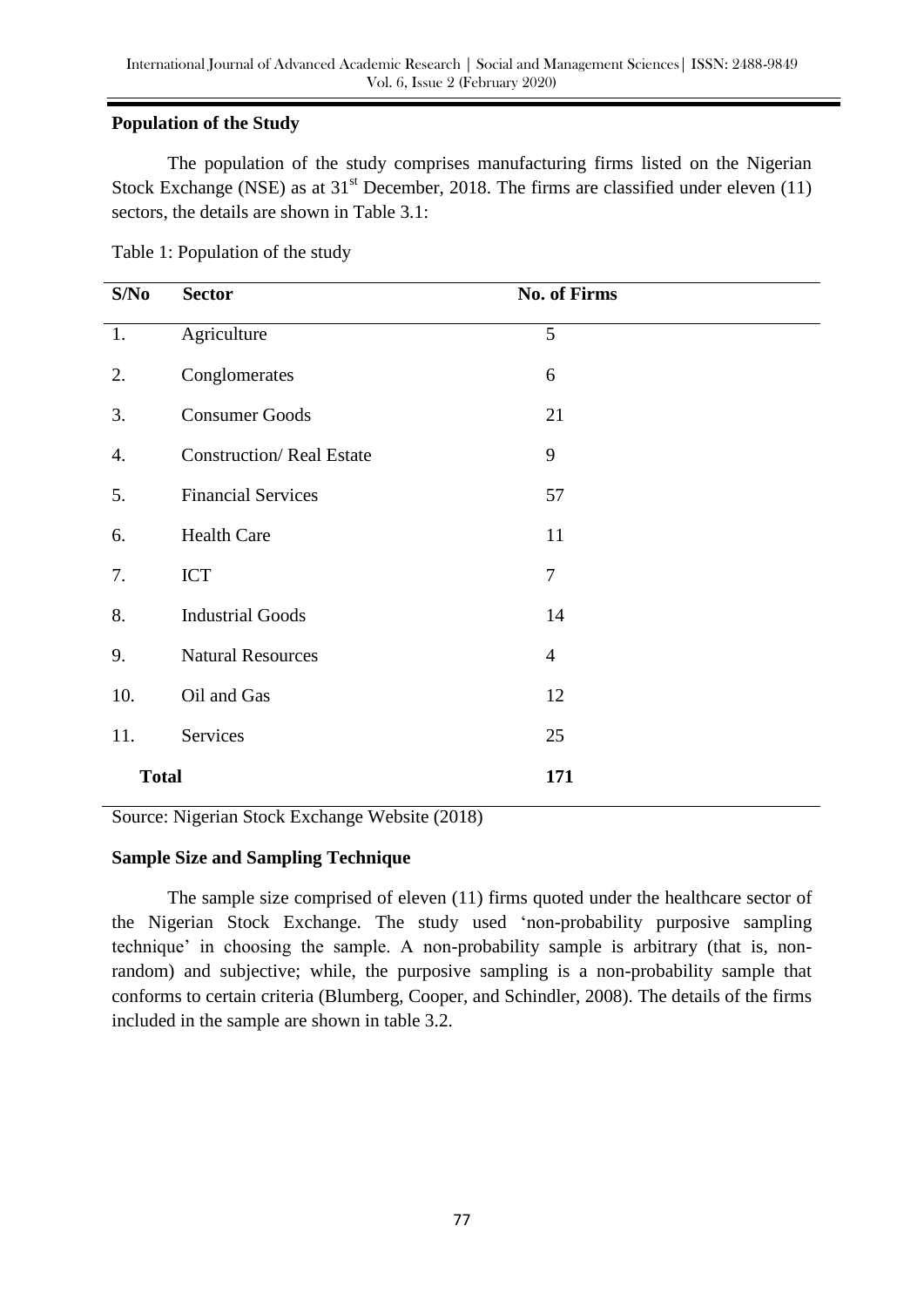## Population of the Study

The population of the study comprises manufacturing firms listed on the Nigerian Stock Exchange (NSE) as at 31st December, 2018. The firms are classified under eleven (11) sectors, the details are shown in Table 3.1:

Table 1: Population of the study

| S/No | Sector | No. of Firms |
|---|---|---|
| 1. | Agriculture | 5 |
| 2. | Conglomerates | 6 |
| 3. | Consumer Goods | 21 |
| 4. | Construction/ Real Estate | 9 |
| 5. | Financial Services | 57 |
| 6. | Health Care | 11 |
| 7. | ICT | 7 |
| 8. | Industrial Goods | 14 |
| 9. | Natural Resources | 4 |
| 10. | Oil and Gas | 12 |
| 11. | Services | 25 |
| **Total** | | **171** |

Source: Nigerian Stock Exchange Website (2018)

## Sample Size and Sampling Technique

The sample size comprised of eleven (11) firms quoted under the healthcare sector of the Nigerian Stock Exchange. The study used 'non-probability purposive sampling technique' in choosing the sample. A non-probability sample is arbitrary (that is, non-random) and subjective; while, the purposive sampling is a non-probability sample that conforms to certain criteria (Blumberg, Cooper, and Schindler, 2008). The details of the firms included in the sample are shown in table 3.2.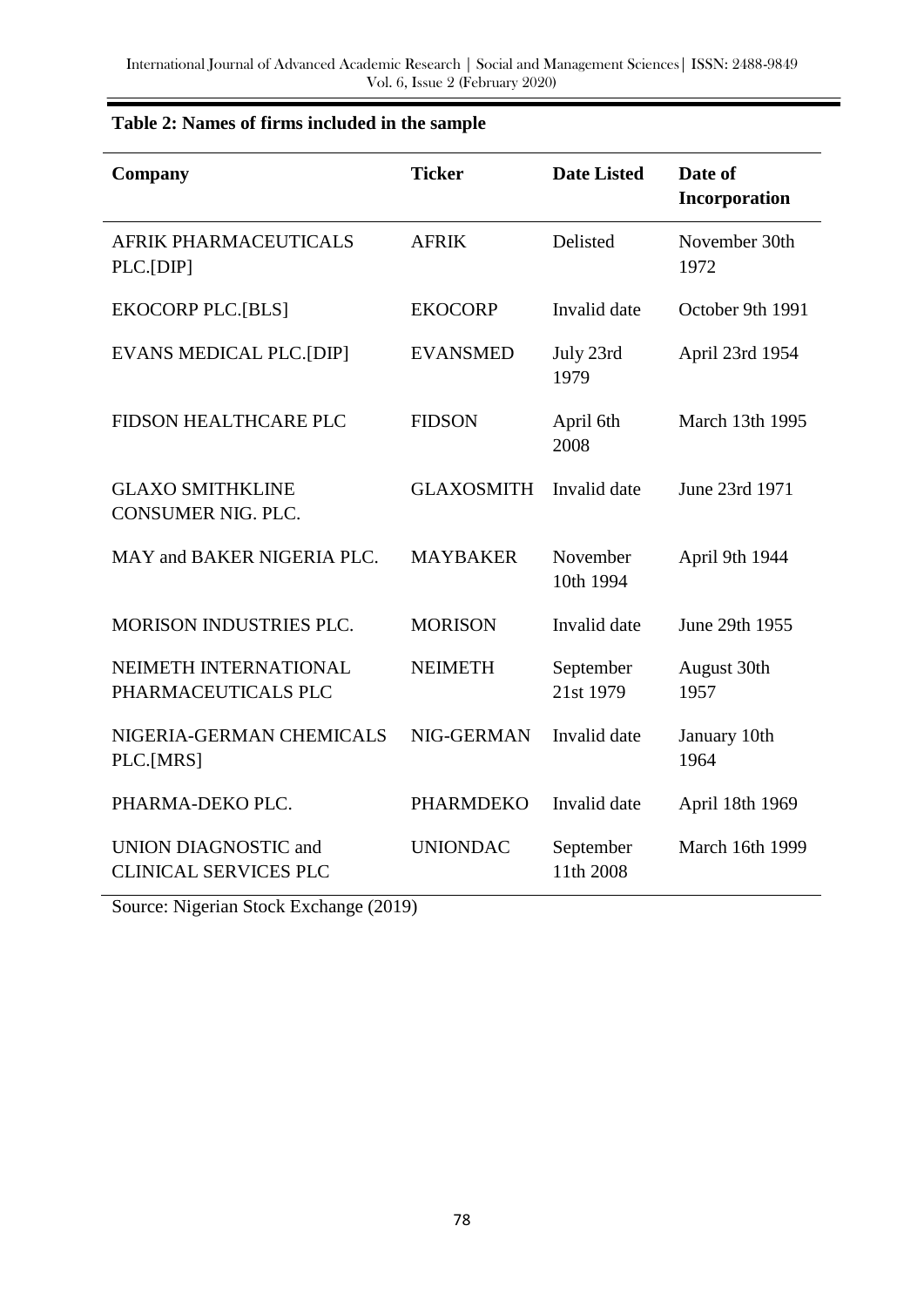**Table 2: Names of firms included in the sample**

| Company | Ticker | Date Listed | Date of Incorporation |
|---|---|---|---|
| AFRIK PHARMACEUTICALS PLC.[DIP] | AFRIK | Delisted | November 30th 1972 |
| EKOCORP PLC.[BLS] | EKOCORP | Invalid date | October 9th 1991 |
| EVANS MEDICAL PLC.[DIP] | EVANSMED | July 23rd 1979 | April 23rd 1954 |
| FIDSON HEALTHCARE PLC | FIDSON | April 6th 2008 | March 13th 1995 |
| GLAXO SMITHKLINE CONSUMER NIG. PLC. | GLAXOSMITH | Invalid date | June 23rd 1971 |
| MAY and BAKER NIGERIA PLC. | MAYBAKER | November 10th 1994 | April 9th 1944 |
| MORISON INDUSTRIES PLC. | MORISON | Invalid date | June 29th 1955 |
| NEIMETH INTERNATIONAL PHARMACEUTICALS PLC | NEIMETH | September 21st 1979 | August 30th 1957 |
| NIGERIA-GERMAN CHEMICALS PLC.[MRS] | NIG-GERMAN | Invalid date | January 10th 1964 |
| PHARMA-DEKO PLC. | PHARMDEKO | Invalid date | April 18th 1969 |
| UNION DIAGNOSTIC and CLINICAL SERVICES PLC | UNIONDAC | September 11th 2008 | March 16th 1999 |

Source: Nigerian Stock Exchange (2019)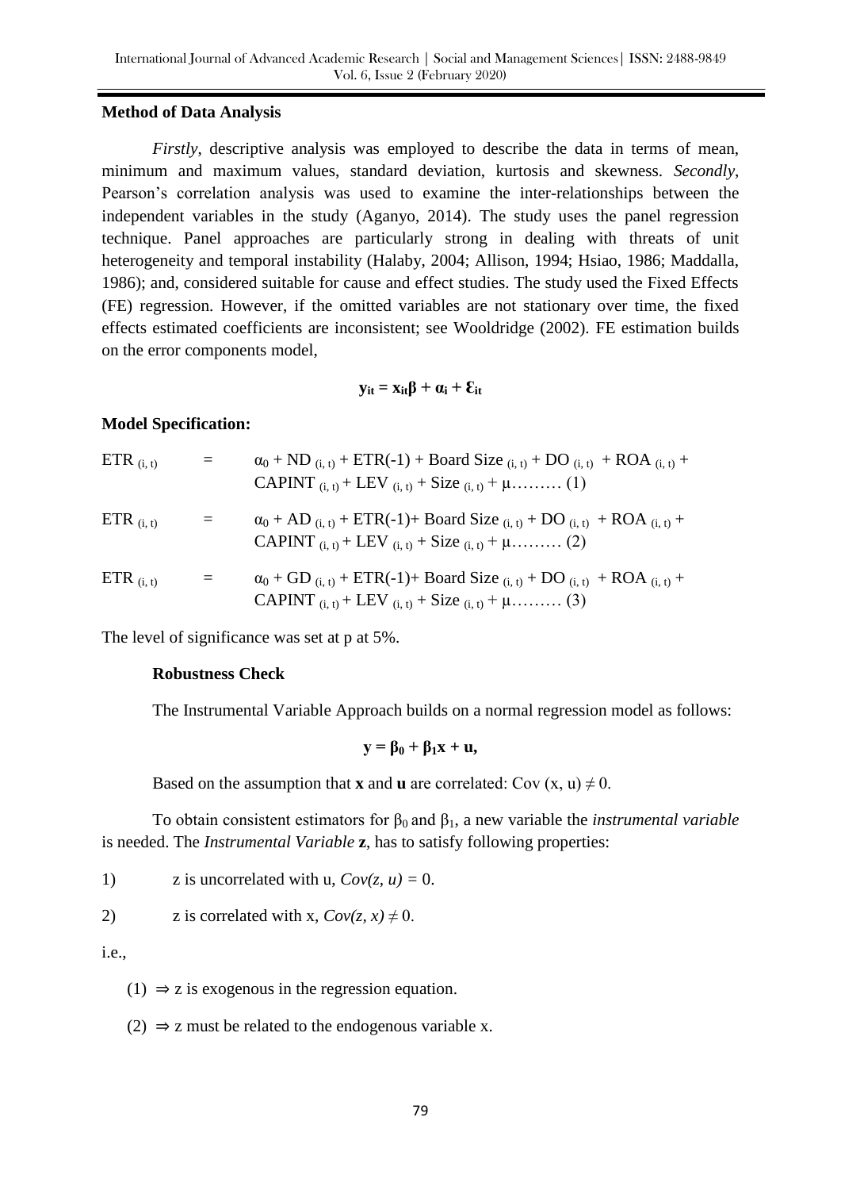### Method of Data Analysis

*Firstly*, descriptive analysis was employed to describe the data in terms of mean, minimum and maximum values, standard deviation, kurtosis and skewness. *Secondly*, Pearson's correlation analysis was used to examine the inter-relationships between the independent variables in the study (Aganyo, 2014). The study uses the panel regression technique. Panel approaches are particularly strong in dealing with threats of unit heterogeneity and temporal instability (Halaby, 2004; Allison, 1994; Hsiao, 1986; Maddalla, 1986); and, considered suitable for cause and effect studies. The study used the Fixed Effects (FE) regression. However, if the omitted variables are not stationary over time, the fixed effects estimated coefficients are inconsistent; see Wooldridge (2002). FE estimation builds on the error components model,

$$\mathbf{y_{it} = x_{it}\beta + \alpha_i + \varepsilon_{it}}$$

### Model Specification:

$$ETR_{(i,t)} = \alpha_0 + ND_{(i,t)} + ETR(-1) + \text{Board Size}_{(i,t)} + DO_{(i,t)} + ROA_{(i,t)} + CAPINT_{(i,t)} + LEV_{(i,t)} + Size_{(i,t)} + \mu \ldots\ldots\ldots (1)$$

$$ETR_{(i,t)} = \alpha_0 + AD_{(i,t)} + ETR(-1) + \text{Board Size}_{(i,t)} + DO_{(i,t)} + ROA_{(i,t)} + CAPINT_{(i,t)} + LEV_{(i,t)} + Size_{(i,t)} + \mu \ldots\ldots\ldots (2)$$

$$ETR_{(i,t)} = \alpha_0 + GD_{(i,t)} + ETR(-1) + \text{Board Size}_{(i,t)} + DO_{(i,t)} + ROA_{(i,t)} + CAPINT_{(i,t)} + LEV_{(i,t)} + Size_{(i,t)} + \mu \ldots\ldots\ldots (3)$$

The level of significance was set at p at 5%.

#### Robustness Check

The Instrumental Variable Approach builds on a normal regression model as follows:

$$\mathbf{y = \beta_0 + \beta_1 x + u,}$$

Based on the assumption that **x** and **u** are correlated: $Cov(x, u) \neq 0$.

To obtain consistent estimators for $\beta_0$ and $\beta_1$, a new variable the *instrumental variable* is needed. The *Instrumental Variable* **z**, has to satisfy following properties:

1) z is uncorrelated with u, $Cov(z, u) = 0$.

2) z is correlated with x, $Cov(z, x) \neq 0$.

i.e.,

(1) ⇒ z is exogenous in the regression equation.

(2) ⇒ z must be related to the endogenous variable x.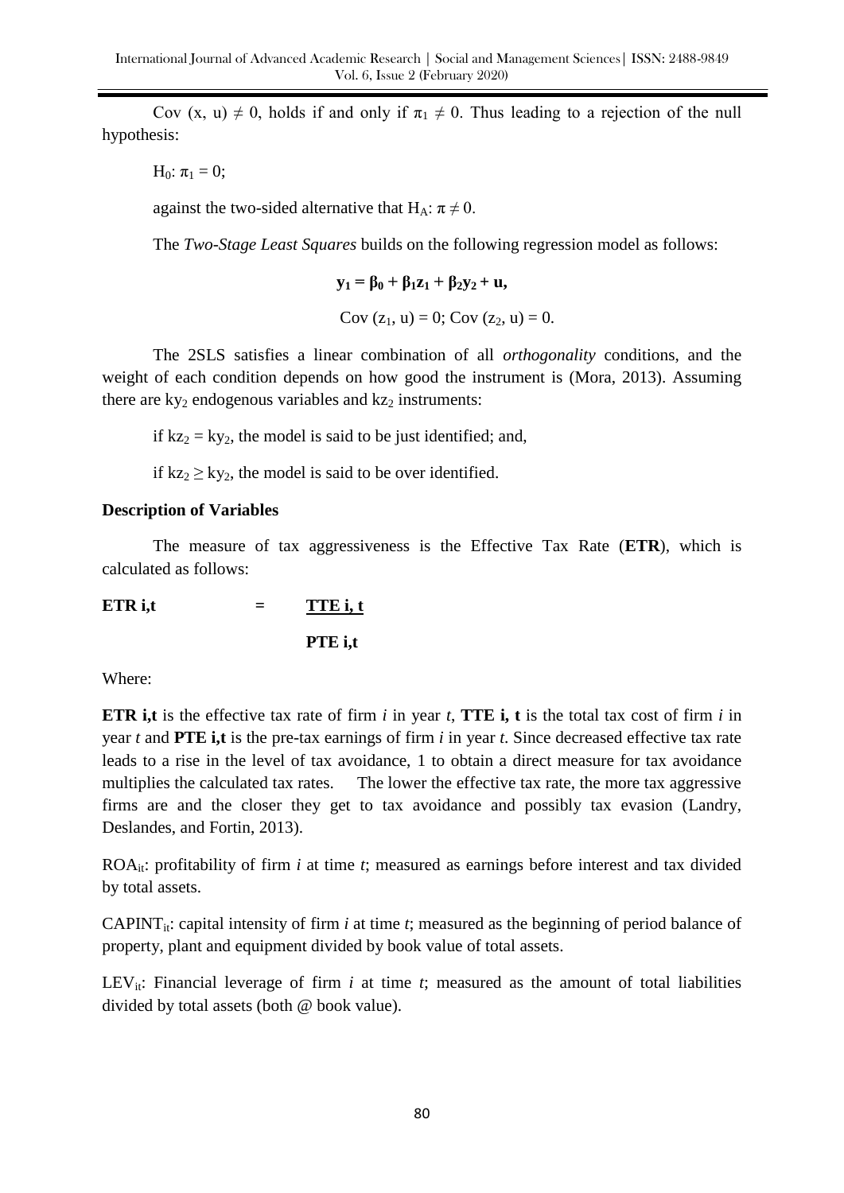Cov (x, u) $\neq$ 0, holds if and only if $\pi_1 \neq 0$. Thus leading to a rejection of the null hypothesis:

$H_0$: $\pi_1 = 0$;

against the two-sided alternative that $H_A$: $\pi \neq 0$.

The *Two-Stage Least Squares* builds on the following regression model as follows:

$$\mathbf{y_1 = \beta_0 + \beta_1 z_1 + \beta_2 y_2 + u,}$$

$$\text{Cov}(z_1, u) = 0; \text{Cov}(z_2, u) = 0.$$

The 2SLS satisfies a linear combination of all *orthogonality* conditions, and the weight of each condition depends on how good the instrument is (Mora, 2013). Assuming there are $ky_2$ endogenous variables and $kz_2$ instruments:

if $kz_2 = ky_2$, the model is said to be just identified; and,

if $kz_2 \geq ky_2$, the model is said to be over identified.

**Description of Variables**

The measure of tax aggressiveness is the Effective Tax Rate (**ETR**), which is calculated as follows:

$$\mathbf{ETR}_{i,t} = \frac{\mathbf{TTE}_{i,t}}{\mathbf{PTE}_{i,t}}$$

Where:

$\mathbf{ETR}_{i,t}$ is the effective tax rate of firm *i* in year *t*, $\mathbf{TTE}_{i,t}$ is the total tax cost of firm *i* in year *t* and $\mathbf{PTE}_{i,t}$ is the pre-tax earnings of firm *i* in year *t.* Since decreased effective tax rate leads to a rise in the level of tax avoidance, 1 to obtain a direct measure for tax avoidance multiplies the calculated tax rates. The lower the effective tax rate, the more tax aggressive firms are and the closer they get to tax avoidance and possibly tax evasion (Landry, Deslandes, and Fortin, 2013).

$ROA_{it}$: profitability of firm *i* at time *t*; measured as earnings before interest and tax divided by total assets.

$CAPINT_{it}$: capital intensity of firm *i* at time *t*; measured as the beginning of period balance of property, plant and equipment divided by book value of total assets.

$LEV_{it}$: Financial leverage of firm *i* at time *t*; measured as the amount of total liabilities divided by total assets (both @ book value).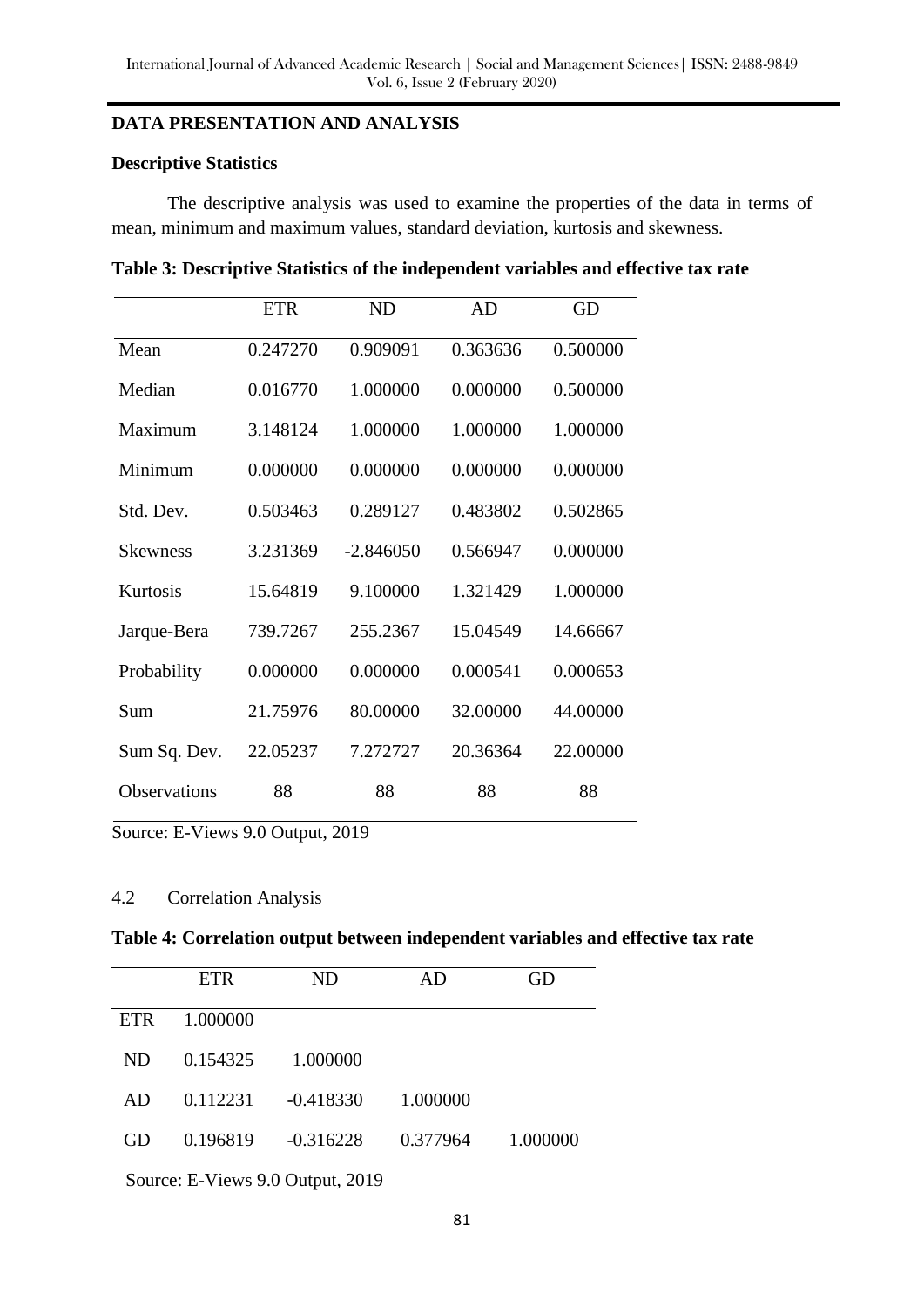## DATA PRESENTATION AND ANALYSIS

### Descriptive Statistics

The descriptive analysis was used to examine the properties of the data in terms of mean, minimum and maximum values, standard deviation, kurtosis and skewness.

**Table 3: Descriptive Statistics of the independent variables and effective tax rate**

| | ETR | ND | AD | GD |
|---|---|---|---|---|
| Mean | 0.247270 | 0.909091 | 0.363636 | 0.500000 |
| Median | 0.016770 | 1.000000 | 0.000000 | 0.500000 |
| Maximum | 3.148124 | 1.000000 | 1.000000 | 1.000000 |
| Minimum | 0.000000 | 0.000000 | 0.000000 | 0.000000 |
| Std. Dev. | 0.503463 | 0.289127 | 0.483802 | 0.502865 |
| Skewness | 3.231369 | -2.846050 | 0.566947 | 0.000000 |
| Kurtosis | 15.64819 | 9.100000 | 1.321429 | 1.000000 |
| Jarque-Bera | 739.7267 | 255.2367 | 15.04549 | 14.66667 |
| Probability | 0.000000 | 0.000000 | 0.000541 | 0.000653 |
| Sum | 21.75976 | 80.00000 | 32.00000 | 44.00000 |
| Sum Sq. Dev. | 22.05237 | 7.272727 | 20.36364 | 22.00000 |
| Observations | 88 | 88 | 88 | 88 |

Source: E-Views 9.0 Output, 2019

### 4.2 Correlation Analysis

**Table 4: Correlation output between independent variables and effective tax rate**

| | ETR | ND | AD | GD |
|---|---|---|---|---|
| ETR | 1.000000 | | | |
| ND | 0.154325 | 1.000000 | | |
| AD | 0.112231 | -0.418330 | 1.000000 | |
| GD | 0.196819 | -0.316228 | 0.377964 | 1.000000 |

Source: E-Views 9.0 Output, 2019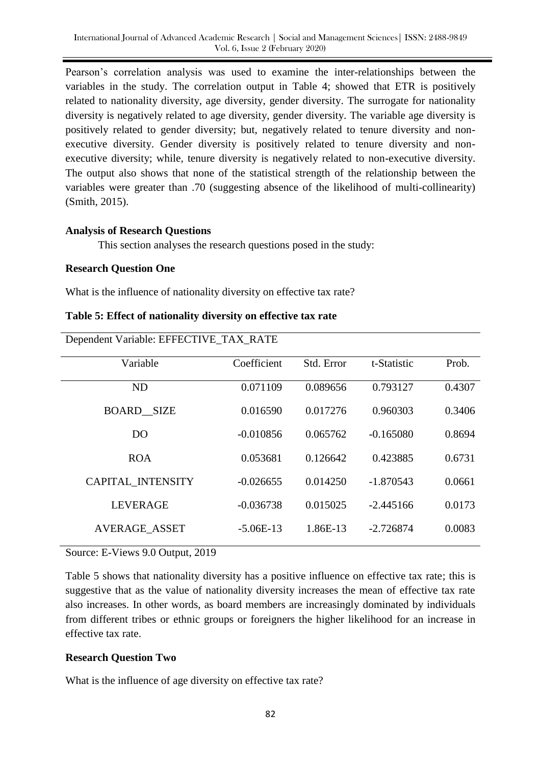Pearson's correlation analysis was used to examine the inter-relationships between the variables in the study. The correlation output in Table 4; showed that ETR is positively related to nationality diversity, age diversity, gender diversity. The surrogate for nationality diversity is negatively related to age diversity, gender diversity. The variable age diversity is positively related to gender diversity; but, negatively related to tenure diversity and non-executive diversity. Gender diversity is positively related to tenure diversity and non-executive diversity; while, tenure diversity is negatively related to non-executive diversity. The output also shows that none of the statistical strength of the relationship between the variables were greater than .70 (suggesting absence of the likelihood of multi-collinearity) (Smith, 2015).

**Analysis of Research Questions**

This section analyses the research questions posed in the study:

**Research Question One**

What is the influence of nationality diversity on effective tax rate?

**Table 5: Effect of nationality diversity on effective tax rate**

Dependent Variable: EFFECTIVE_TAX_RATE

| Variable | Coefficient | Std. Error | t-Statistic | Prob. |
|---|---|---|---|---|
| ND | 0.071109 | 0.089656 | 0.793127 | 0.4307 |
| BOARD__SIZE | 0.016590 | 0.017276 | 0.960303 | 0.3406 |
| DO | -0.010856 | 0.065762 | -0.165080 | 0.8694 |
| ROA | 0.053681 | 0.126642 | 0.423885 | 0.6731 |
| CAPITAL_INTENSITY | -0.026655 | 0.014250 | -1.870543 | 0.0661 |
| LEVERAGE | -0.036738 | 0.015025 | -2.445166 | 0.0173 |
| AVERAGE_ASSET | -5.06E-13 | 1.86E-13 | -2.726874 | 0.0083 |

Source: E-Views 9.0 Output, 2019

Table 5 shows that nationality diversity has a positive influence on effective tax rate; this is suggestive that as the value of nationality diversity increases the mean of effective tax rate also increases. In other words, as board members are increasingly dominated by individuals from different tribes or ethnic groups or foreigners the higher likelihood for an increase in effective tax rate.

**Research Question Two**

What is the influence of age diversity on effective tax rate?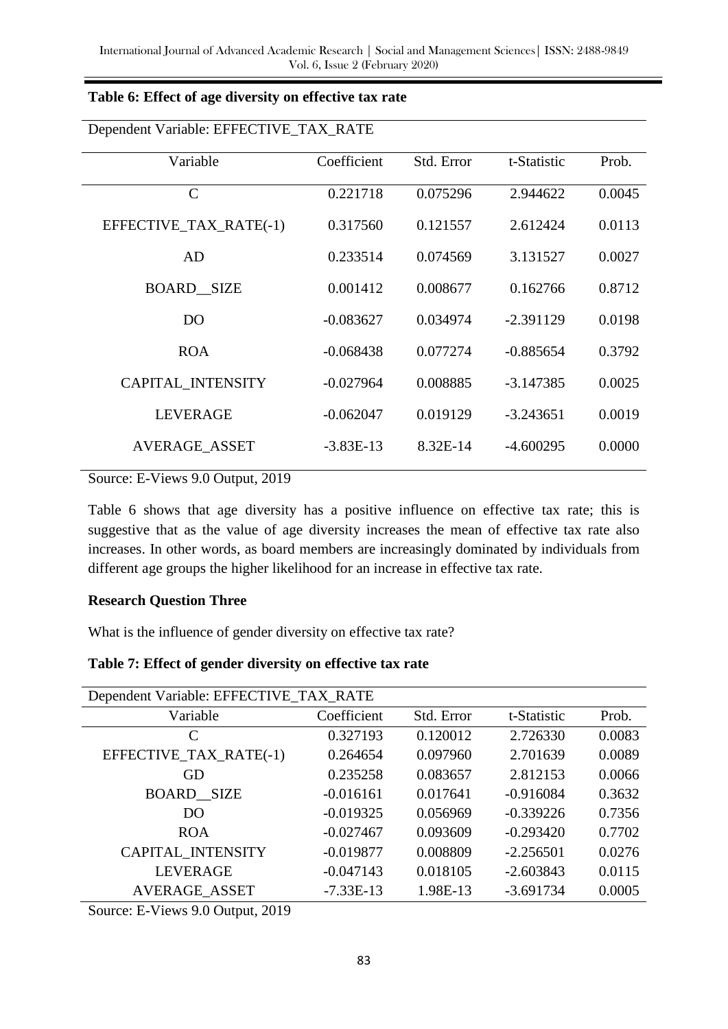**Table 6: Effect of age diversity on effective tax rate**

| Dependent Variable: EFFECTIVE_TAX_RATE | | | | |
|---|---|---|---|---|
| Variable | Coefficient | Std. Error | t-Statistic | Prob. |
| C | 0.221718 | 0.075296 | 2.944622 | 0.0045 |
| EFFECTIVE_TAX_RATE(-1) | 0.317560 | 0.121557 | 2.612424 | 0.0113 |
| AD | 0.233514 | 0.074569 | 3.131527 | 0.0027 |
| BOARD__SIZE | 0.001412 | 0.008677 | 0.162766 | 0.8712 |
| DO | -0.083627 | 0.034974 | -2.391129 | 0.0198 |
| ROA | -0.068438 | 0.077274 | -0.885654 | 0.3792 |
| CAPITAL_INTENSITY | -0.027964 | 0.008885 | -3.147385 | 0.0025 |
| LEVERAGE | -0.062047 | 0.019129 | -3.243651 | 0.0019 |
| AVERAGE_ASSET | -3.83E-13 | 8.32E-14 | -4.600295 | 0.0000 |

Source: E-Views 9.0 Output, 2019

Table 6 shows that age diversity has a positive influence on effective tax rate; this is suggestive that as the value of age diversity increases the mean of effective tax rate also increases. In other words, as board members are increasingly dominated by individuals from different age groups the higher likelihood for an increase in effective tax rate.

**Research Question Three**

What is the influence of gender diversity on effective tax rate?

**Table 7: Effect of gender diversity on effective tax rate**

| Dependent Variable: EFFECTIVE_TAX_RATE | | | | |
|---|---|---|---|---|
| Variable | Coefficient | Std. Error | t-Statistic | Prob. |
| C | 0.327193 | 0.120012 | 2.726330 | 0.0083 |
| EFFECTIVE_TAX_RATE(-1) | 0.264654 | 0.097960 | 2.701639 | 0.0089 |
| GD | 0.235258 | 0.083657 | 2.812153 | 0.0066 |
| BOARD__SIZE | -0.016161 | 0.017641 | -0.916084 | 0.3632 |
| DO | -0.019325 | 0.056969 | -0.339226 | 0.7356 |
| ROA | -0.027467 | 0.093609 | -0.293420 | 0.7702 |
| CAPITAL_INTENSITY | -0.019877 | 0.008809 | -2.256501 | 0.0276 |
| LEVERAGE | -0.047143 | 0.018105 | -2.603843 | 0.0115 |
| AVERAGE_ASSET | -7.33E-13 | 1.98E-13 | -3.691734 | 0.0005 |

Source: E-Views 9.0 Output, 2019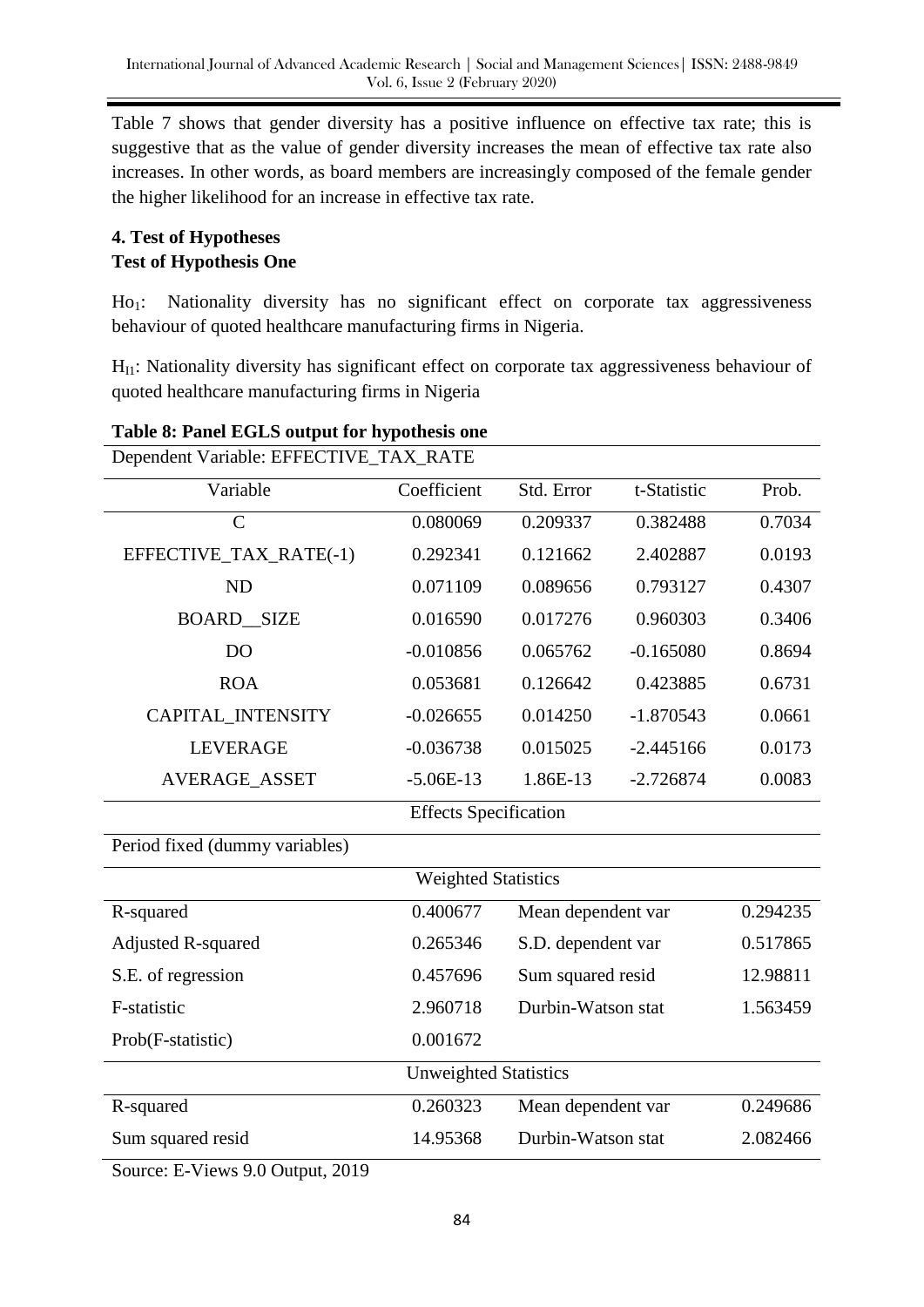Table 7 shows that gender diversity has a positive influence on effective tax rate; this is suggestive that as the value of gender diversity increases the mean of effective tax rate also increases. In other words, as board members are increasingly composed of the female gender the higher likelihood for an increase in effective tax rate.

## 4. Test of Hypotheses

### Test of Hypothesis One

$Ho_1$: Nationality diversity has no significant effect on corporate tax aggressiveness behaviour of quoted healthcare manufacturing firms in Nigeria.

$H_{I1}$: Nationality diversity has significant effect on corporate tax aggressiveness behaviour of quoted healthcare manufacturing firms in Nigeria

**Table 8: Panel EGLS output for hypothesis one**

Dependent Variable: EFFECTIVE_TAX_RATE

| Variable | Coefficient | Std. Error | t-Statistic | Prob. |
|---|---|---|---|---|
| C | 0.080069 | 0.209337 | 0.382488 | 0.7034 |
| EFFECTIVE_TAX_RATE(-1) | 0.292341 | 0.121662 | 2.402887 | 0.0193 |
| ND | 0.071109 | 0.089656 | 0.793127 | 0.4307 |
| BOARD__SIZE | 0.016590 | 0.017276 | 0.960303 | 0.3406 |
| DO | -0.010856 | 0.065762 | -0.165080 | 0.8694 |
| ROA | 0.053681 | 0.126642 | 0.423885 | 0.6731 |
| CAPITAL_INTENSITY | -0.026655 | 0.014250 | -1.870543 | 0.0661 |
| LEVERAGE | -0.036738 | 0.015025 | -2.445166 | 0.0173 |
| AVERAGE_ASSET | -5.06E-13 | 1.86E-13 | -2.726874 | 0.0083 |
| | Effects Specification | | | |
| Period fixed (dummy variables) | | | | |
| | Weighted Statistics | | | |
| R-squared | 0.400677 | Mean dependent var | | 0.294235 |
| Adjusted R-squared | 0.265346 | S.D. dependent var | | 0.517865 |
| S.E. of regression | 0.457696 | Sum squared resid | | 12.98811 |
| F-statistic | 2.960718 | Durbin-Watson stat | | 1.563459 |
| Prob(F-statistic) | 0.001672 | | | |
| | Unweighted Statistics | | | |
| R-squared | 0.260323 | Mean dependent var | | 0.249686 |
| Sum squared resid | 14.95368 | Durbin-Watson stat | | 2.082466 |

Source: E-Views 9.0 Output, 2019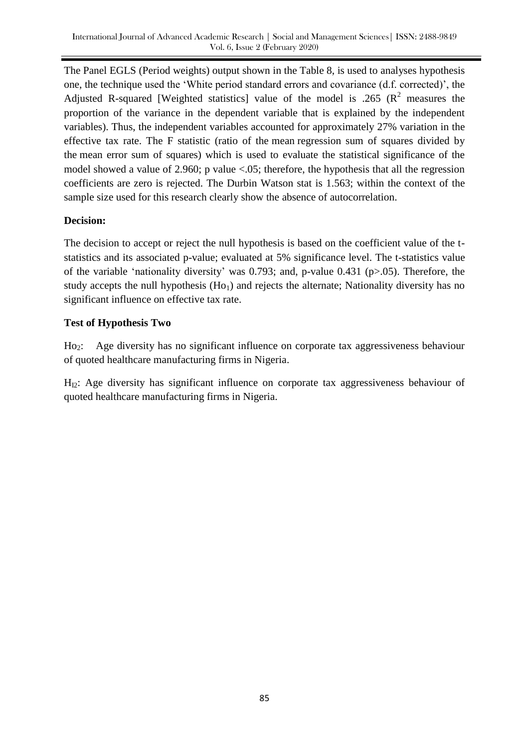The Panel EGLS (Period weights) output shown in the Table 8, is used to analyses hypothesis one, the technique used the 'White period standard errors and covariance (d.f. corrected)', the Adjusted R-squared [Weighted statistics] value of the model is .265 ($R^2$ measures the proportion of the variance in the dependent variable that is explained by the independent variables). Thus, the independent variables accounted for approximately 27% variation in the effective tax rate. The F statistic (ratio of the mean regression sum of squares divided by the mean error sum of squares) which is used to evaluate the statistical significance of the model showed a value of 2.960; p value <.05; therefore, the hypothesis that all the regression coefficients are zero is rejected. The Durbin Watson stat is 1.563; within the context of the sample size used for this research clearly show the absence of autocorrelation.

**Decision:**

The decision to accept or reject the null hypothesis is based on the coefficient value of the t-statistics and its associated p-value; evaluated at 5% significance level. The t-statistics value of the variable 'nationality diversity' was 0.793; and, p-value 0.431 (p>.05). Therefore, the study accepts the null hypothesis ($Ho_1$) and rejects the alternate; Nationality diversity has no significant influence on effective tax rate.

**Test of Hypothesis Two**

$Ho_2$: Age diversity has no significant influence on corporate tax aggressiveness behaviour of quoted healthcare manufacturing firms in Nigeria.

$H_{I2}$: Age diversity has significant influence on corporate tax aggressiveness behaviour of quoted healthcare manufacturing firms in Nigeria.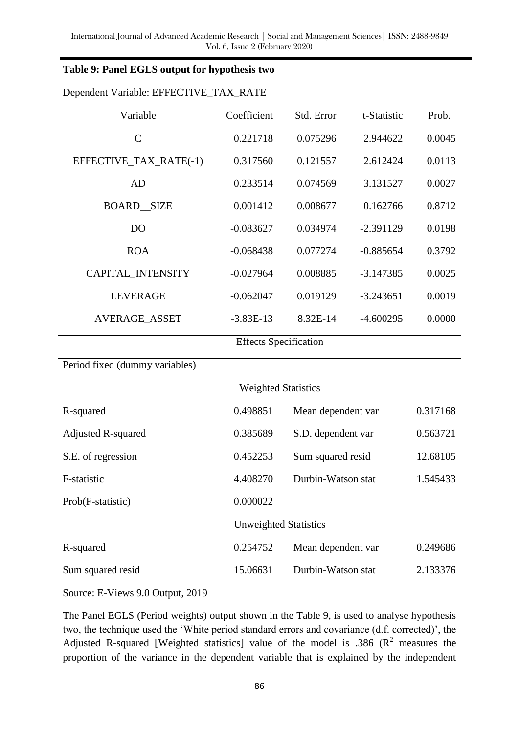**Table 9: Panel EGLS output for hypothesis two**

| Dependent Variable: EFFECTIVE_TAX_RATE | | | | |
|---|---|---|---|---|
| Variable | Coefficient | Std. Error | t-Statistic | Prob. |
| C | 0.221718 | 0.075296 | 2.944622 | 0.0045 |
| EFFECTIVE_TAX_RATE(-1) | 0.317560 | 0.121557 | 2.612424 | 0.0113 |
| AD | 0.233514 | 0.074569 | 3.131527 | 0.0027 |
| BOARD__SIZE | 0.001412 | 0.008677 | 0.162766 | 0.8712 |
| DO | -0.083627 | 0.034974 | -2.391129 | 0.0198 |
| ROA | -0.068438 | 0.077274 | -0.885654 | 0.3792 |
| CAPITAL_INTENSITY | -0.027964 | 0.008885 | -3.147385 | 0.0025 |
| LEVERAGE | -0.062047 | 0.019129 | -3.243651 | 0.0019 |
| AVERAGE_ASSET | -3.83E-13 | 8.32E-14 | -4.600295 | 0.0000 |
| Effects Specification | | | | |
| Period fixed (dummy variables) | | | | |
| Weighted Statistics | | | | |
| R-squared | 0.498851 | Mean dependent var | | 0.317168 |
| Adjusted R-squared | 0.385689 | S.D. dependent var | | 0.563721 |
| S.E. of regression | 0.452253 | Sum squared resid | | 12.68105 |
| F-statistic | 4.408270 | Durbin-Watson stat | | 1.545433 |
| Prob(F-statistic) | 0.000022 | | | |
| Unweighted Statistics | | | | |
| R-squared | 0.254752 | Mean dependent var | | 0.249686 |
| Sum squared resid | 15.06631 | Durbin-Watson stat | | 2.133376 |

Source: E-Views 9.0 Output, 2019

The Panel EGLS (Period weights) output shown in the Table 9, is used to analyse hypothesis two, the technique used the 'White period standard errors and covariance (d.f. corrected)', the Adjusted R-squared [Weighted statistics] value of the model is .386 ($R^2$ measures the proportion of the variance in the dependent variable that is explained by the independent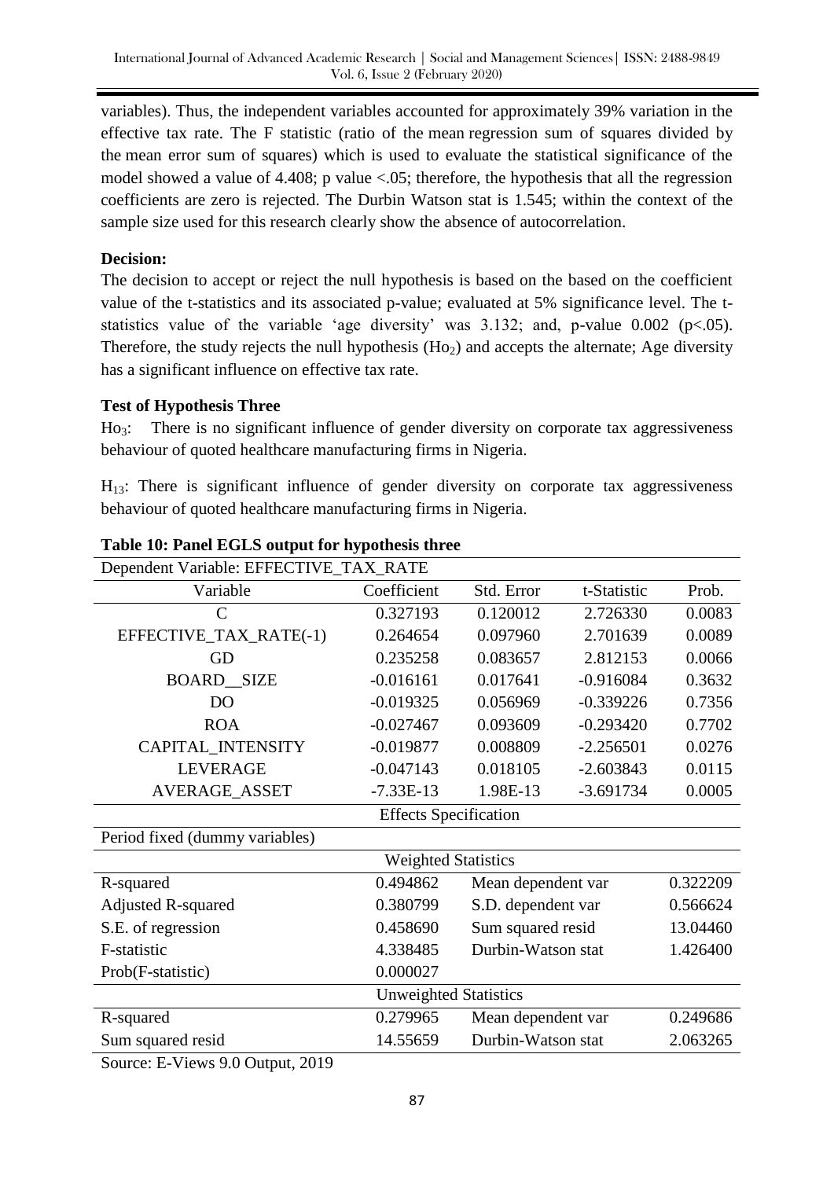variables). Thus, the independent variables accounted for approximately 39% variation in the effective tax rate. The F statistic (ratio of the mean regression sum of squares divided by the mean error sum of squares) which is used to evaluate the statistical significance of the model showed a value of 4.408; p value <.05; therefore, the hypothesis that all the regression coefficients are zero is rejected. The Durbin Watson stat is 1.545; within the context of the sample size used for this research clearly show the absence of autocorrelation.

**Decision:**

The decision to accept or reject the null hypothesis is based on the based on the coefficient value of the t-statistics and its associated p-value; evaluated at 5% significance level. The t-statistics value of the variable 'age diversity' was 3.132; and, p-value 0.002 ($p<.05$). Therefore, the study rejects the null hypothesis ($Ho_2$) and accepts the alternate; Age diversity has a significant influence on effective tax rate.

**Test of Hypothesis Three**

$Ho_3$: There is no significant influence of gender diversity on corporate tax aggressiveness behaviour of quoted healthcare manufacturing firms in Nigeria.

$H_{13}$: There is significant influence of gender diversity on corporate tax aggressiveness behaviour of quoted healthcare manufacturing firms in Nigeria.

**Table 10: Panel EGLS output for hypothesis three**

| Dependent Variable: EFFECTIVE_TAX_RATE | | | | |
|---|---|---|---|---|
| Variable | Coefficient | Std. Error | t-Statistic | Prob. |
| C | 0.327193 | 0.120012 | 2.726330 | 0.0083 |
| EFFECTIVE_TAX_RATE(-1) | 0.264654 | 0.097960 | 2.701639 | 0.0089 |
| GD | 0.235258 | 0.083657 | 2.812153 | 0.0066 |
| BOARD__SIZE | -0.016161 | 0.017641 | -0.916084 | 0.3632 |
| DO | -0.019325 | 0.056969 | -0.339226 | 0.7356 |
| ROA | -0.027467 | 0.093609 | -0.293420 | 0.7702 |
| CAPITAL_INTENSITY | -0.019877 | 0.008809 | -2.256501 | 0.0276 |
| LEVERAGE | -0.047143 | 0.018105 | -2.603843 | 0.0115 |
| AVERAGE_ASSET | -7.33E-13 | 1.98E-13 | -3.691734 | 0.0005 |
| | Effects Specification | | | |
| Period fixed (dummy variables) | | | | |
| | Weighted Statistics | | | |
| R-squared | 0.494862 | Mean dependent var | | 0.322209 |
| Adjusted R-squared | 0.380799 | S.D. dependent var | | 0.566624 |
| S.E. of regression | 0.458690 | Sum squared resid | | 13.04460 |
| F-statistic | 4.338485 | Durbin-Watson stat | | 1.426400 |
| Prob(F-statistic) | 0.000027 | | | |
| | Unweighted Statistics | | | |
| R-squared | 0.279965 | Mean dependent var | | 0.249686 |
| Sum squared resid | 14.55659 | Durbin-Watson stat | | 2.063265 |

Source: E-Views 9.0 Output, 2019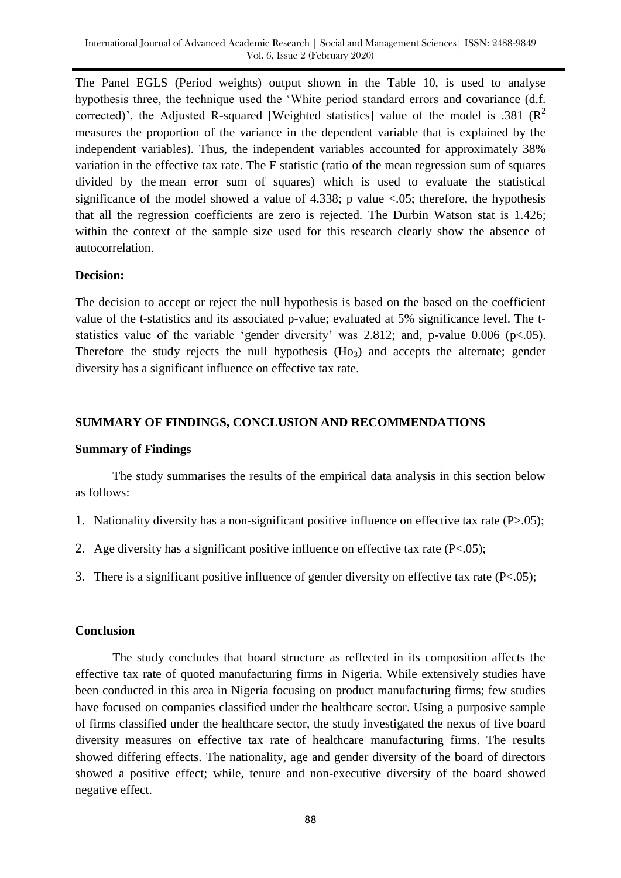The Panel EGLS (Period weights) output shown in the Table 10, is used to analyse hypothesis three, the technique used the 'White period standard errors and covariance (d.f. corrected)', the Adjusted R-squared [Weighted statistics] value of the model is .381 ($R^2$ measures the proportion of the variance in the dependent variable that is explained by the independent variables). Thus, the independent variables accounted for approximately 38% variation in the effective tax rate. The F statistic (ratio of the mean regression sum of squares divided by the mean error sum of squares) which is used to evaluate the statistical significance of the model showed a value of 4.338; p value <.05; therefore, the hypothesis that all the regression coefficients are zero is rejected. The Durbin Watson stat is 1.426; within the context of the sample size used for this research clearly show the absence of autocorrelation.

**Decision:**

The decision to accept or reject the null hypothesis is based on the based on the coefficient value of the t-statistics and its associated p-value; evaluated at 5% significance level. The t-statistics value of the variable 'gender diversity' was 2.812; and, p-value 0.006 (p<.05). Therefore the study rejects the null hypothesis ($Ho_3$) and accepts the alternate; gender diversity has a significant influence on effective tax rate.

## SUMMARY OF FINDINGS, CONCLUSION AND RECOMMENDATIONS

### Summary of Findings

The study summarises the results of the empirical data analysis in this section below as follows:

1. Nationality diversity has a non-significant positive influence on effective tax rate (P>.05);
2. Age diversity has a significant positive influence on effective tax rate (P<.05);
3. There is a significant positive influence of gender diversity on effective tax rate (P<.05);

### Conclusion

The study concludes that board structure as reflected in its composition affects the effective tax rate of quoted manufacturing firms in Nigeria. While extensively studies have been conducted in this area in Nigeria focusing on product manufacturing firms; few studies have focused on companies classified under the healthcare sector. Using a purposive sample of firms classified under the healthcare sector, the study investigated the nexus of five board diversity measures on effective tax rate of healthcare manufacturing firms. The results showed differing effects. The nationality, age and gender diversity of the board of directors showed a positive effect; while, tenure and non-executive diversity of the board showed negative effect.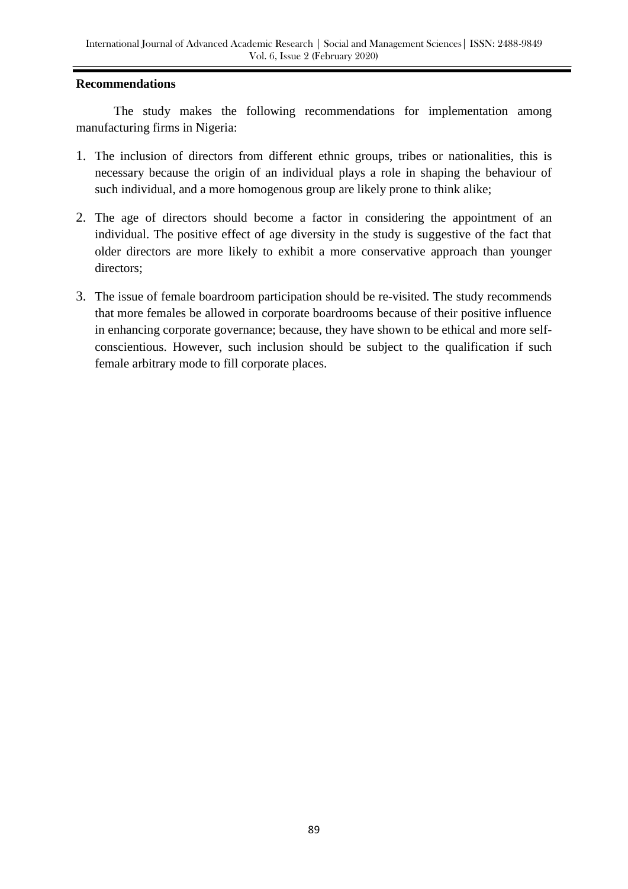**Recommendations**

The study makes the following recommendations for implementation among manufacturing firms in Nigeria:

1. The inclusion of directors from different ethnic groups, tribes or nationalities, this is necessary because the origin of an individual plays a role in shaping the behaviour of such individual, and a more homogenous group are likely prone to think alike;
2. The age of directors should become a factor in considering the appointment of an individual. The positive effect of age diversity in the study is suggestive of the fact that older directors are more likely to exhibit a more conservative approach than younger directors;
3. The issue of female boardroom participation should be re-visited. The study recommends that more females be allowed in corporate boardrooms because of their positive influence in enhancing corporate governance; because, they have shown to be ethical and more self-conscientious. However, such inclusion should be subject to the qualification if such female arbitrary mode to fill corporate places.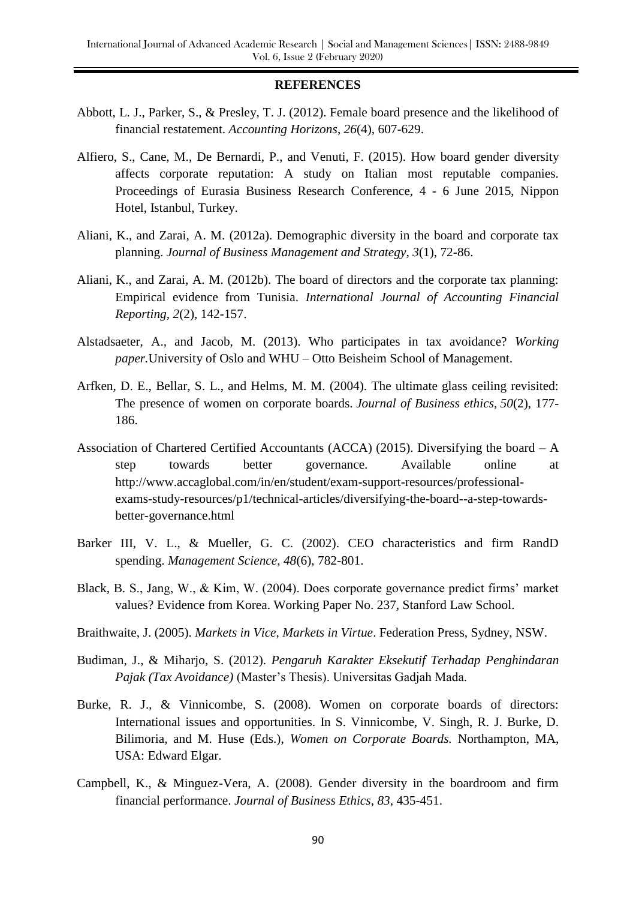## REFERENCES

Abbott, L. J., Parker, S., & Presley, T. J. (2012). Female board presence and the likelihood of financial restatement. *Accounting Horizons*, *26*(4), 607-629.

Alfiero, S., Cane, M., De Bernardi, P., and Venuti, F. (2015). How board gender diversity affects corporate reputation: A study on Italian most reputable companies. Proceedings of Eurasia Business Research Conference, 4 - 6 June 2015, Nippon Hotel, Istanbul, Turkey.

Aliani, K., and Zarai, A. M. (2012a). Demographic diversity in the board and corporate tax planning. *Journal of Business Management and Strategy*, *3*(1), 72-86.

Aliani, K., and Zarai, A. M. (2012b). The board of directors and the corporate tax planning: Empirical evidence from Tunisia. *International Journal of Accounting Financial Reporting*, *2*(2), 142-157.

Alstadsaeter, A., and Jacob, M. (2013). Who participates in tax avoidance? *Working paper.*University of Oslo and WHU – Otto Beisheim School of Management.

Arfken, D. E., Bellar, S. L., and Helms, M. M. (2004). The ultimate glass ceiling revisited: The presence of women on corporate boards. *Journal of Business ethics*, *50*(2), 177-186.

Association of Chartered Certified Accountants (ACCA) (2015). Diversifying the board – A step towards better governance. Available online at http://www.accaglobal.com/in/en/student/exam-support-resources/professional-exams-study-resources/p1/technical-articles/diversifying-the-board--a-step-towards-better-governance.html

Barker III, V. L., & Mueller, G. C. (2002). CEO characteristics and firm RandD spending. *Management Science*, *48*(6), 782-801.

Black, B. S., Jang, W., & Kim, W. (2004). Does corporate governance predict firms' market values? Evidence from Korea. Working Paper No. 237, Stanford Law School.

Braithwaite, J. (2005). *Markets in Vice, Markets in Virtue*. Federation Press, Sydney, NSW.

Budiman, J., & Miharjo, S. (2012). *Pengaruh Karakter Eksekutif Terhadap Penghindaran Pajak (Tax Avoidance)* (Master's Thesis). Universitas Gadjah Mada.

Burke, R. J., & Vinnicombe, S. (2008). Women on corporate boards of directors: International issues and opportunities. In S. Vinnicombe, V. Singh, R. J. Burke, D. Bilimoria, and M. Huse (Eds.), *Women on Corporate Boards.* Northampton, MA, USA: Edward Elgar.

Campbell, K., & Minguez-Vera, A. (2008). Gender diversity in the boardroom and firm financial performance. *Journal of Business Ethics*, *83*, 435-451.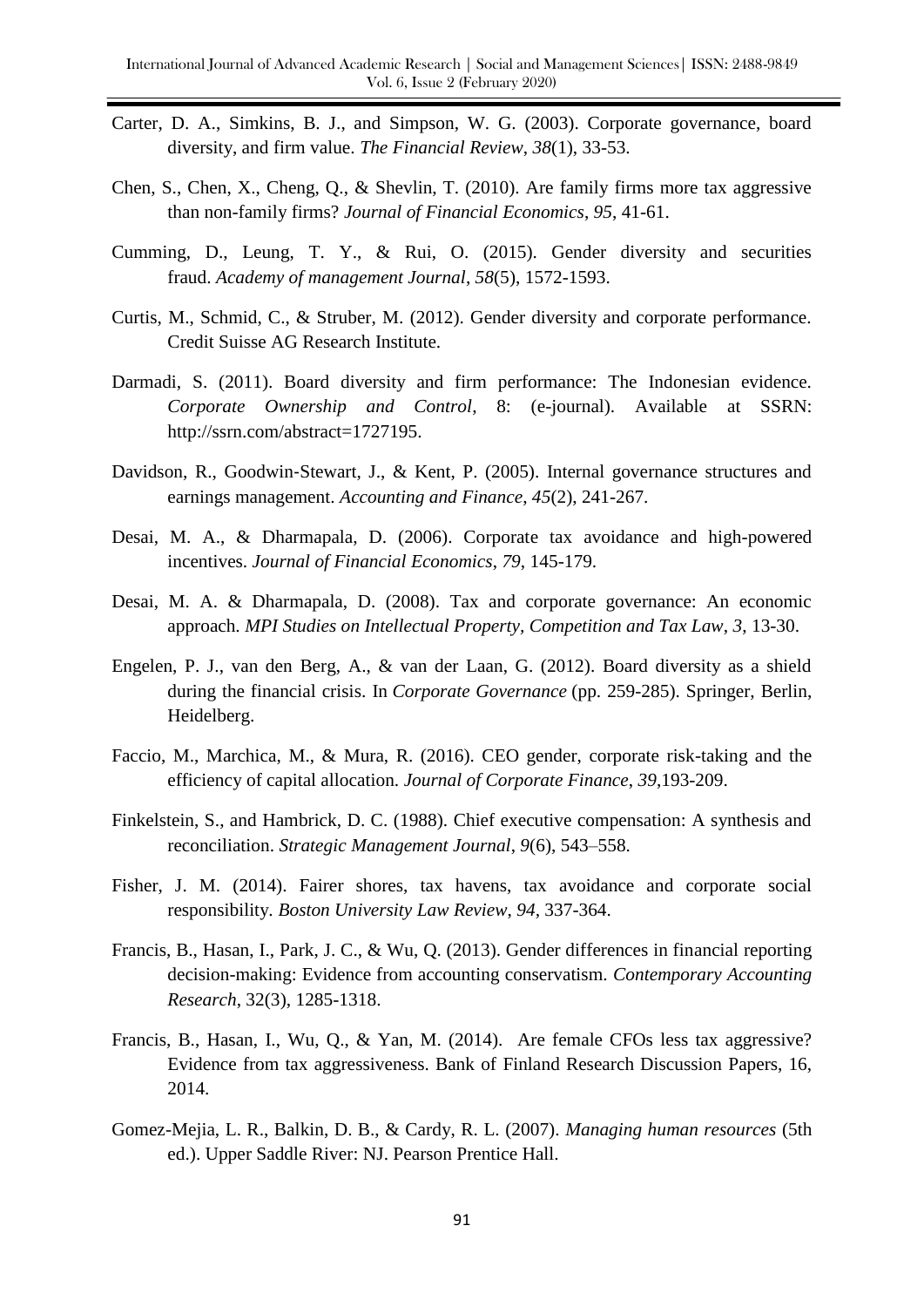Carter, D. A., Simkins, B. J., and Simpson, W. G. (2003). Corporate governance, board diversity, and firm value. *The Financial Review*, *38*(1), 33-53.

Chen, S., Chen, X., Cheng, Q., & Shevlin, T. (2010). Are family firms more tax aggressive than non-family firms? *Journal of Financial Economics*, *95*, 41-61.

Cumming, D., Leung, T. Y., & Rui, O. (2015). Gender diversity and securities fraud. *Academy of management Journal*, *58*(5), 1572-1593.

Curtis, M., Schmid, C., & Struber, M. (2012). Gender diversity and corporate performance. Credit Suisse AG Research Institute.

Darmadi, S. (2011). Board diversity and firm performance: The Indonesian evidence. *Corporate Ownership and Control*, 8: (e-journal). Available at SSRN: http://ssrn.com/abstract=1727195.

Davidson, R., Goodwin-Stewart, J., & Kent, P. (2005). Internal governance structures and earnings management. *Accounting and Finance*, *45*(2), 241-267.

Desai, M. A., & Dharmapala, D. (2006). Corporate tax avoidance and high-powered incentives. *Journal of Financial Economics*, *79*, 145-179.

Desai, M. A. & Dharmapala, D. (2008). Tax and corporate governance: An economic approach. *MPI Studies on Intellectual Property, Competition and Tax Law*, *3*, 13-30.

Engelen, P. J., van den Berg, A., & van der Laan, G. (2012). Board diversity as a shield during the financial crisis. In *Corporate Governance* (pp. 259-285). Springer, Berlin, Heidelberg.

Faccio, M., Marchica, M., & Mura, R. (2016). CEO gender, corporate risk-taking and the efficiency of capital allocation. *Journal of Corporate Finance*, *39*,193-209.

Finkelstein, S., and Hambrick, D. C. (1988). Chief executive compensation: A synthesis and reconciliation. *Strategic Management Journal*, *9*(6), 543–558.

Fisher, J. M. (2014). Fairer shores, tax havens, tax avoidance and corporate social responsibility. *Boston University Law Review*, *94*, 337-364.

Francis, B., Hasan, I., Park, J. C., & Wu, Q. (2013). Gender differences in financial reporting decision-making: Evidence from accounting conservatism. *Contemporary Accounting Research*, 32(3), 1285-1318.

Francis, B., Hasan, I., Wu, Q., & Yan, M. (2014). Are female CFOs less tax aggressive? Evidence from tax aggressiveness. Bank of Finland Research Discussion Papers, 16, 2014.

Gomez-Mejia, L. R., Balkin, D. B., & Cardy, R. L. (2007). *Managing human resources* (5th ed.). Upper Saddle River: NJ. Pearson Prentice Hall.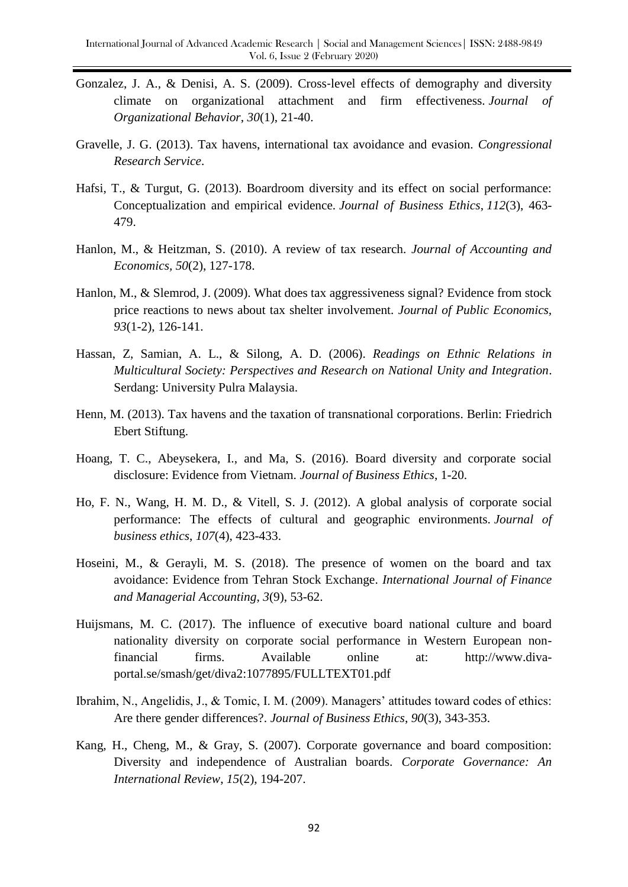Gonzalez, J. A., & Denisi, A. S. (2009). Cross‐level effects of demography and diversity climate on organizational attachment and firm effectiveness. *Journal of Organizational Behavior*, *30*(1), 21-40.

Gravelle, J. G. (2013). Tax havens, international tax avoidance and evasion. *Congressional Research Service*.

Hafsi, T., & Turgut, G. (2013). Boardroom diversity and its effect on social performance: Conceptualization and empirical evidence. *Journal of Business Ethics*, *112*(3), 463-479.

Hanlon, M., & Heitzman, S. (2010). A review of tax research. *Journal of Accounting and Economics, 50*(2), 127-178.

Hanlon, M., & Slemrod, J. (2009). What does tax aggressiveness signal? Evidence from stock price reactions to news about tax shelter involvement. *Journal of Public Economics, 93*(1-2), 126-141.

Hassan, Z, Samian, A. L., & Silong, A. D. (2006). *Readings on Ethnic Relations in Multicultural Society: Perspectives and Research on National Unity and Integration*. Serdang: University Pulra Malaysia.

Henn, M. (2013). Tax havens and the taxation of transnational corporations. Berlin: Friedrich Ebert Stiftung.

Hoang, T. C., Abeysekera, I., and Ma, S. (2016). Board diversity and corporate social disclosure: Evidence from Vietnam. *Journal of Business Ethics*, 1-20.

Ho, F. N., Wang, H. M. D., & Vitell, S. J. (2012). A global analysis of corporate social performance: The effects of cultural and geographic environments. *Journal of business ethics*, *107*(4), 423-433.

Hoseini, M., & Gerayli, M. S. (2018). The presence of women on the board and tax avoidance: Evidence from Tehran Stock Exchange. *International Journal of Finance and Managerial Accounting*, *3*(9), 53-62.

Huijsmans, M. C. (2017). The influence of executive board national culture and board nationality diversity on corporate social performance in Western European non-financial firms. Available online at: http://www.diva-portal.se/smash/get/diva2:1077895/FULLTEXT01.pdf

Ibrahim, N., Angelidis, J., & Tomic, I. M. (2009). Managers' attitudes toward codes of ethics: Are there gender differences?. *Journal of Business Ethics*, *90*(3), 343-353.

Kang, H., Cheng, M., & Gray, S. (2007). Corporate governance and board composition: Diversity and independence of Australian boards. *Corporate Governance: An International Review*, *15*(2), 194-207.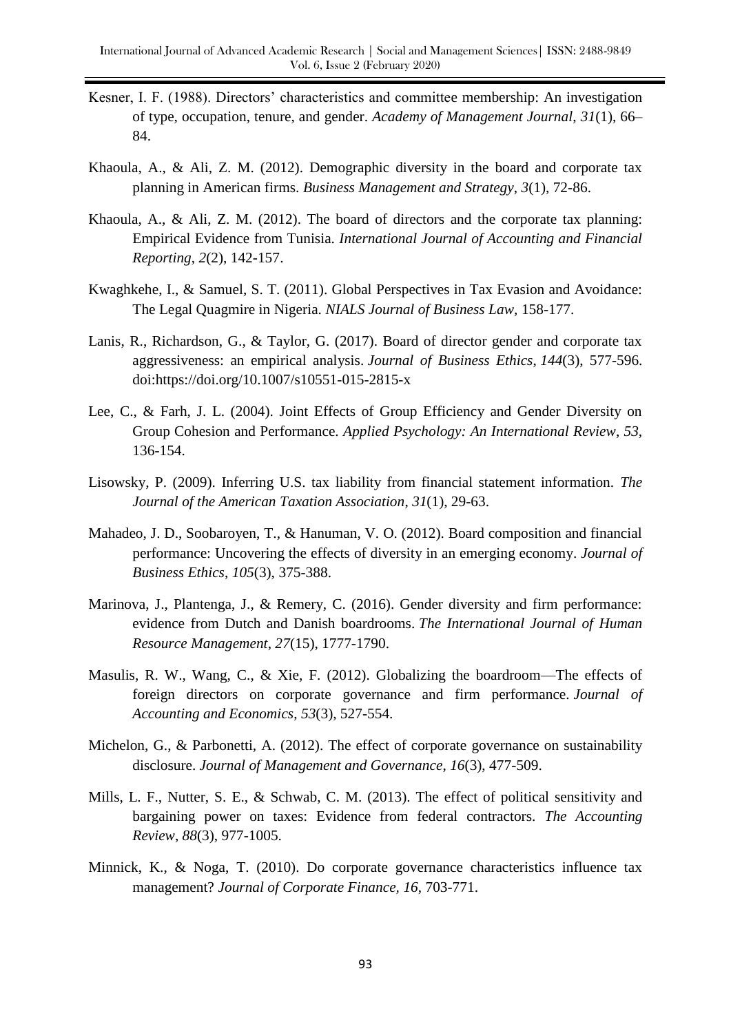Kesner, I. F. (1988). Directors' characteristics and committee membership: An investigation of type, occupation, tenure, and gender. *Academy of Management Journal*, *31*(1), 66–84.

Khaoula, A., & Ali, Z. M. (2012). Demographic diversity in the board and corporate tax planning in American firms. *Business Management and Strategy*, *3*(1), 72-86.

Khaoula, A., & Ali, Z. M. (2012). The board of directors and the corporate tax planning: Empirical Evidence from Tunisia. *International Journal of Accounting and Financial Reporting*, *2*(2), 142-157.

Kwaghkehe, I., & Samuel, S. T. (2011). Global Perspectives in Tax Evasion and Avoidance: The Legal Quagmire in Nigeria. *NIALS Journal of Business Law*, 158-177.

Lanis, R., Richardson, G., & Taylor, G. (2017). Board of director gender and corporate tax aggressiveness: an empirical analysis. *Journal of Business Ethics*, *144*(3), 577-596. doi:https://doi.org/10.1007/s10551-015-2815-x

Lee, C., & Farh, J. L. (2004). Joint Effects of Group Efficiency and Gender Diversity on Group Cohesion and Performance. *Applied Psychology: An International Review*, *53*, 136-154.

Lisowsky, P. (2009). Inferring U.S. tax liability from financial statement information. *The Journal of the American Taxation Association*, *31*(1), 29-63.

Mahadeo, J. D., Soobaroyen, T., & Hanuman, V. O. (2012). Board composition and financial performance: Uncovering the effects of diversity in an emerging economy. *Journal of Business Ethics*, *105*(3), 375-388.

Marinova, J., Plantenga, J., & Remery, C. (2016). Gender diversity and firm performance: evidence from Dutch and Danish boardrooms. *The International Journal of Human Resource Management*, *27*(15), 1777-1790.

Masulis, R. W., Wang, C., & Xie, F. (2012). Globalizing the boardroom—The effects of foreign directors on corporate governance and firm performance. *Journal of Accounting and Economics*, *53*(3), 527-554.

Michelon, G., & Parbonetti, A. (2012). The effect of corporate governance on sustainability disclosure. *Journal of Management and Governance*, *16*(3), 477-509.

Mills, L. F., Nutter, S. E., & Schwab, C. M. (2013). The effect of political sensitivity and bargaining power on taxes: Evidence from federal contractors. *The Accounting Review*, *88*(3), 977-1005.

Minnick, K., & Noga, T. (2010). Do corporate governance characteristics influence tax management? *Journal of Corporate Finance, 16*, 703-771.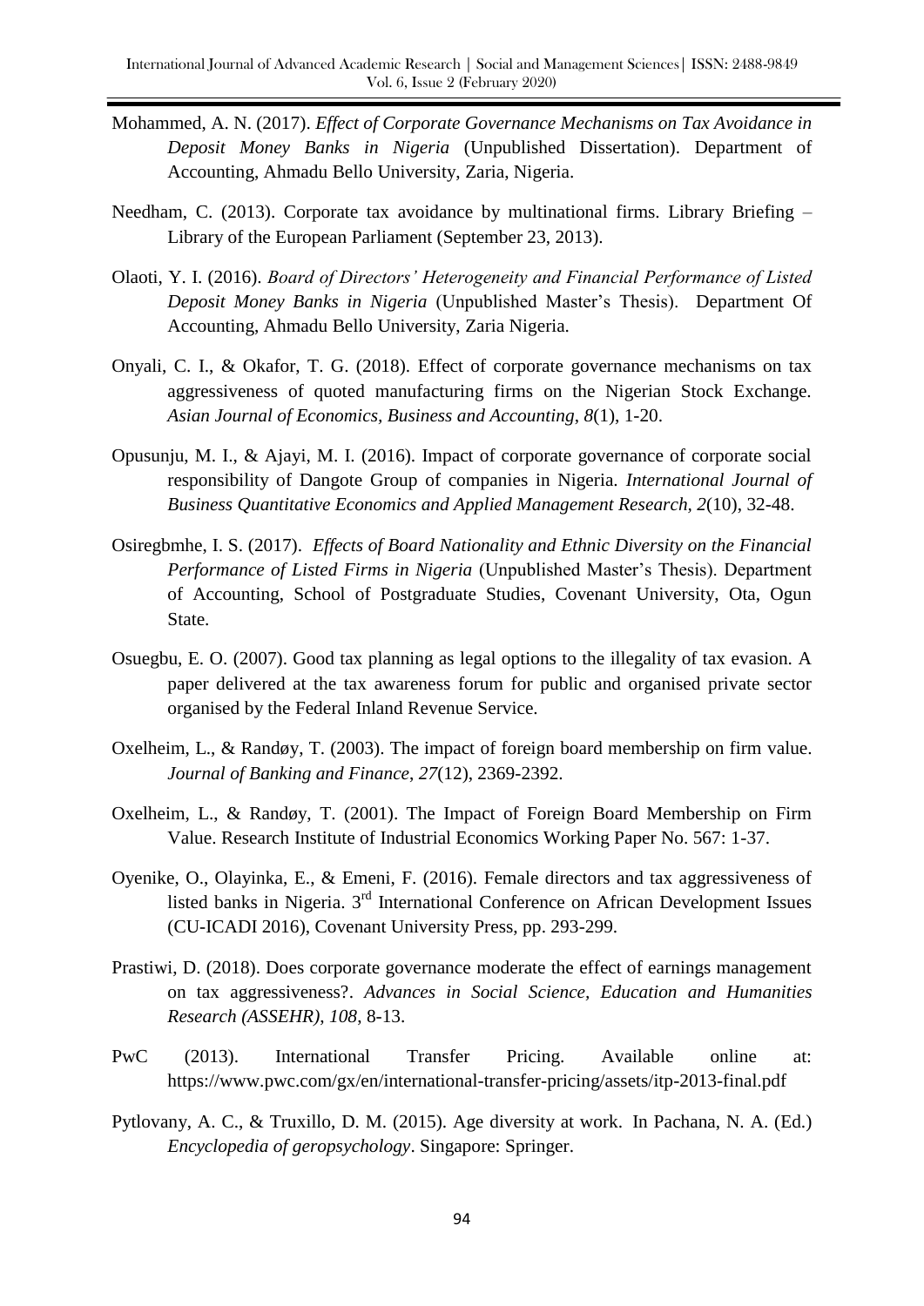Mohammed, A. N. (2017). *Effect of Corporate Governance Mechanisms on Tax Avoidance in Deposit Money Banks in Nigeria* (Unpublished Dissertation). Department of Accounting, Ahmadu Bello University, Zaria, Nigeria.

Needham, C. (2013). Corporate tax avoidance by multinational firms. Library Briefing – Library of the European Parliament (September 23, 2013).

Olaoti, Y. I. (2016). *Board of Directors' Heterogeneity and Financial Performance of Listed Deposit Money Banks in Nigeria* (Unpublished Master's Thesis). Department Of Accounting, Ahmadu Bello University, Zaria Nigeria.

Onyali, C. I., & Okafor, T. G. (2018). Effect of corporate governance mechanisms on tax aggressiveness of quoted manufacturing firms on the Nigerian Stock Exchange. *Asian Journal of Economics, Business and Accounting*, *8*(1), 1-20.

Opusunju, M. I., & Ajayi, M. I. (2016). Impact of corporate governance of corporate social responsibility of Dangote Group of companies in Nigeria. *International Journal of Business Quantitative Economics and Applied Management Research, 2*(10), 32-48.

Osiregbmhe, I. S. (2017). *Effects of Board Nationality and Ethnic Diversity on the Financial Performance of Listed Firms in Nigeria* (Unpublished Master's Thesis). Department of Accounting, School of Postgraduate Studies, Covenant University, Ota, Ogun State.

Osuegbu, E. O. (2007). Good tax planning as legal options to the illegality of tax evasion. A paper delivered at the tax awareness forum for public and organised private sector organised by the Federal Inland Revenue Service.

Oxelheim, L., & Randøy, T. (2003). The impact of foreign board membership on firm value. *Journal of Banking and Finance*, *27*(12), 2369-2392.

Oxelheim, L., & Randøy, T. (2001). The Impact of Foreign Board Membership on Firm Value. Research Institute of Industrial Economics Working Paper No. 567: 1-37.

Oyenike, O., Olayinka, E., & Emeni, F. (2016). Female directors and tax aggressiveness of listed banks in Nigeria. 3rd International Conference on African Development Issues (CU-ICADI 2016), Covenant University Press, pp. 293-299.

Prastiwi, D. (2018). Does corporate governance moderate the effect of earnings management on tax aggressiveness?. *Advances in Social Science, Education and Humanities Research (ASSEHR)*, *108*, 8-13.

PwC (2013). International Transfer Pricing. Available online at: https://www.pwc.com/gx/en/international-transfer-pricing/assets/itp-2013-final.pdf

Pytlovany, A. C., & Truxillo, D. M. (2015). Age diversity at work. In Pachana, N. A. (Ed.) *Encyclopedia of geropsychology*. Singapore: Springer.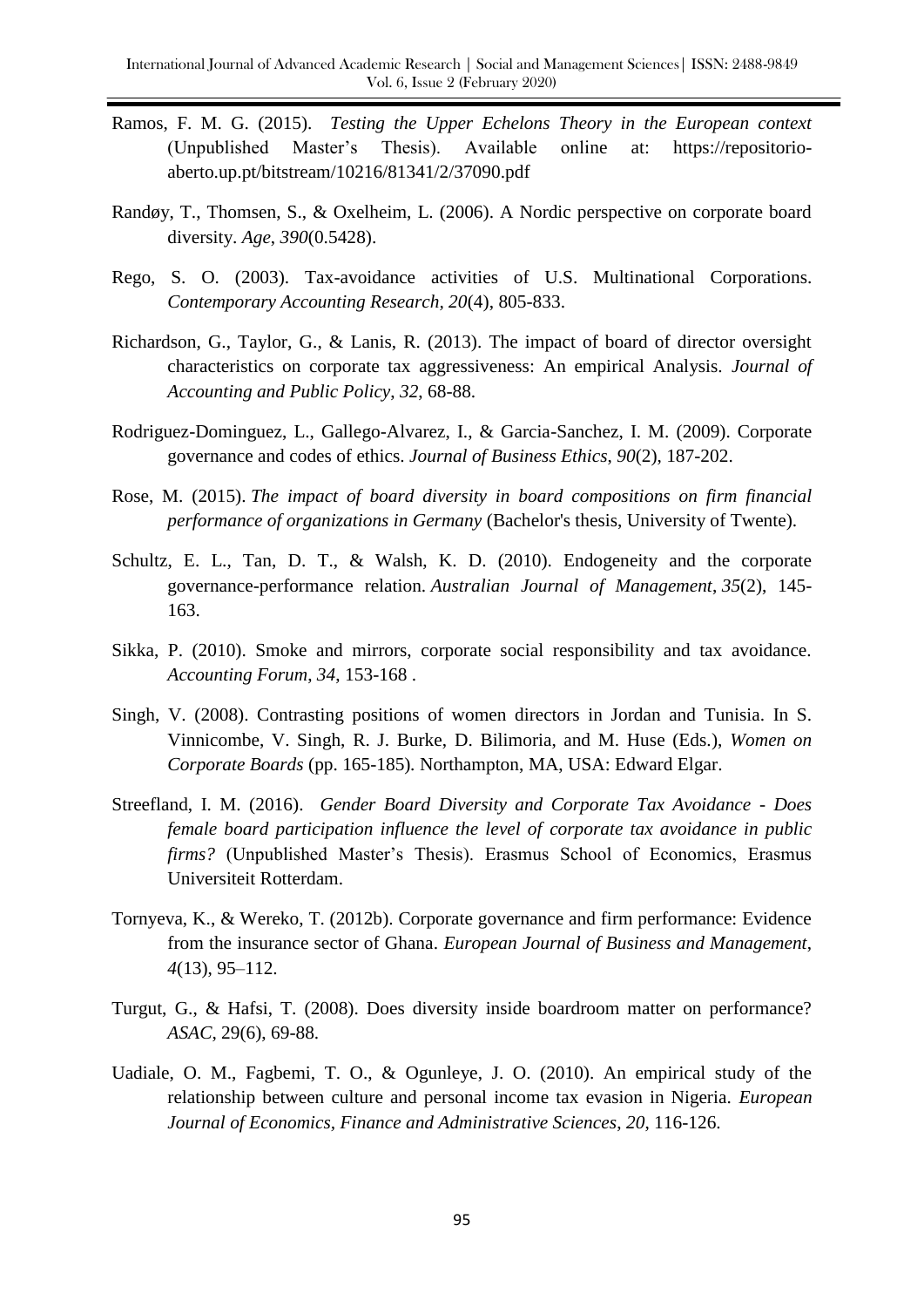Ramos, F. M. G. (2015). *Testing the Upper Echelons Theory in the European context* (Unpublished Master's Thesis). Available online at: https://repositorio-aberto.up.pt/bitstream/10216/81341/2/37090.pdf

Randøy, T., Thomsen, S., & Oxelheim, L. (2006). A Nordic perspective on corporate board diversity. *Age*, *390*(0.5428).

Rego, S. O. (2003). Tax-avoidance activities of U.S. Multinational Corporations. *Contemporary Accounting Research*, *20*(4), 805-833.

Richardson, G., Taylor, G., & Lanis, R. (2013). The impact of board of director oversight characteristics on corporate tax aggressiveness: An empirical Analysis. *Journal of Accounting and Public Policy*, *32*, 68-88.

Rodriguez-Dominguez, L., Gallego-Alvarez, I., & Garcia-Sanchez, I. M. (2009). Corporate governance and codes of ethics. *Journal of Business Ethics*, *90*(2), 187-202.

Rose, M. (2015). *The impact of board diversity in board compositions on firm financial performance of organizations in Germany* (Bachelor's thesis, University of Twente).

Schultz, E. L., Tan, D. T., & Walsh, K. D. (2010). Endogeneity and the corporate governance-performance relation. *Australian Journal of Management*, *35*(2), 145-163.

Sikka, P. (2010). Smoke and mirrors, corporate social responsibility and tax avoidance. *Accounting Forum*, *34*, 153-168 .

Singh, V. (2008). Contrasting positions of women directors in Jordan and Tunisia. In S. Vinnicombe, V. Singh, R. J. Burke, D. Bilimoria, and M. Huse (Eds.), *Women on Corporate Boards* (pp. 165-185). Northampton, MA, USA: Edward Elgar.

Streefland, I. M. (2016). *Gender Board Diversity and Corporate Tax Avoidance - Does female board participation influence the level of corporate tax avoidance in public firms?* (Unpublished Master's Thesis). Erasmus School of Economics, Erasmus Universiteit Rotterdam.

Tornyeva, K., & Wereko, T. (2012b). Corporate governance and firm performance: Evidence from the insurance sector of Ghana. *European Journal of Business and Management*, *4*(13), 95–112.

Turgut, G., & Hafsi, T. (2008). Does diversity inside boardroom matter on performance? *ASAC*, 29(6), 69-88.

Uadiale, O. M., Fagbemi, T. O., & Ogunleye, J. O. (2010). An empirical study of the relationship between culture and personal income tax evasion in Nigeria. *European Journal of Economics, Finance and Administrative Sciences*, *20*, 116-126.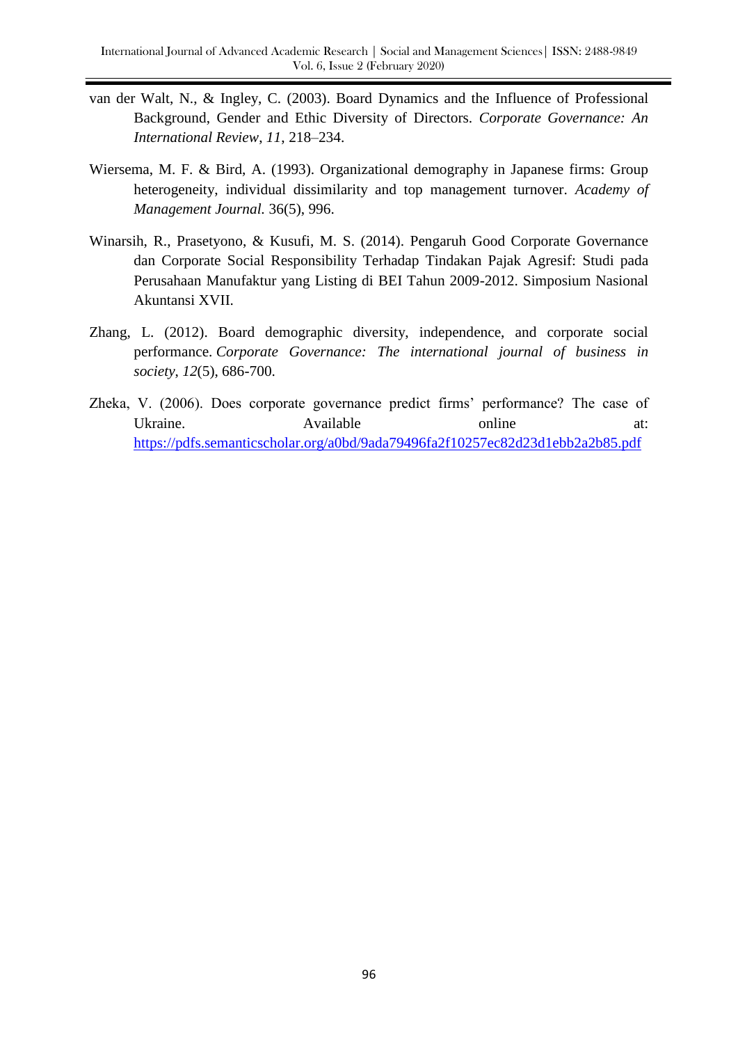van der Walt, N., & Ingley, C. (2003). Board Dynamics and the Influence of Professional Background, Gender and Ethic Diversity of Directors. *Corporate Governance: An International Review*, *11*, 218–234.

Wiersema, M. F. & Bird, A. (1993). Organizational demography in Japanese firms: Group heterogeneity, individual dissimilarity and top management turnover. *Academy of Management Journal.* 36(5), 996.

Winarsih, R., Prasetyono, & Kusufi, M. S. (2014). Pengaruh Good Corporate Governance dan Corporate Social Responsibility Terhadap Tindakan Pajak Agresif: Studi pada Perusahaan Manufaktur yang Listing di BEI Tahun 2009-2012. Simposium Nasional Akuntansi XVII.

Zhang, L. (2012). Board demographic diversity, independence, and corporate social performance. *Corporate Governance: The international journal of business in society*, *12*(5), 686-700.

Zheka, V. (2006). Does corporate governance predict firms' performance? The case of Ukraine. Available online at: https://pdfs.semanticscholar.org/a0bd/9ada79496fa2f10257ec82d23d1ebb2a2b85.pdf